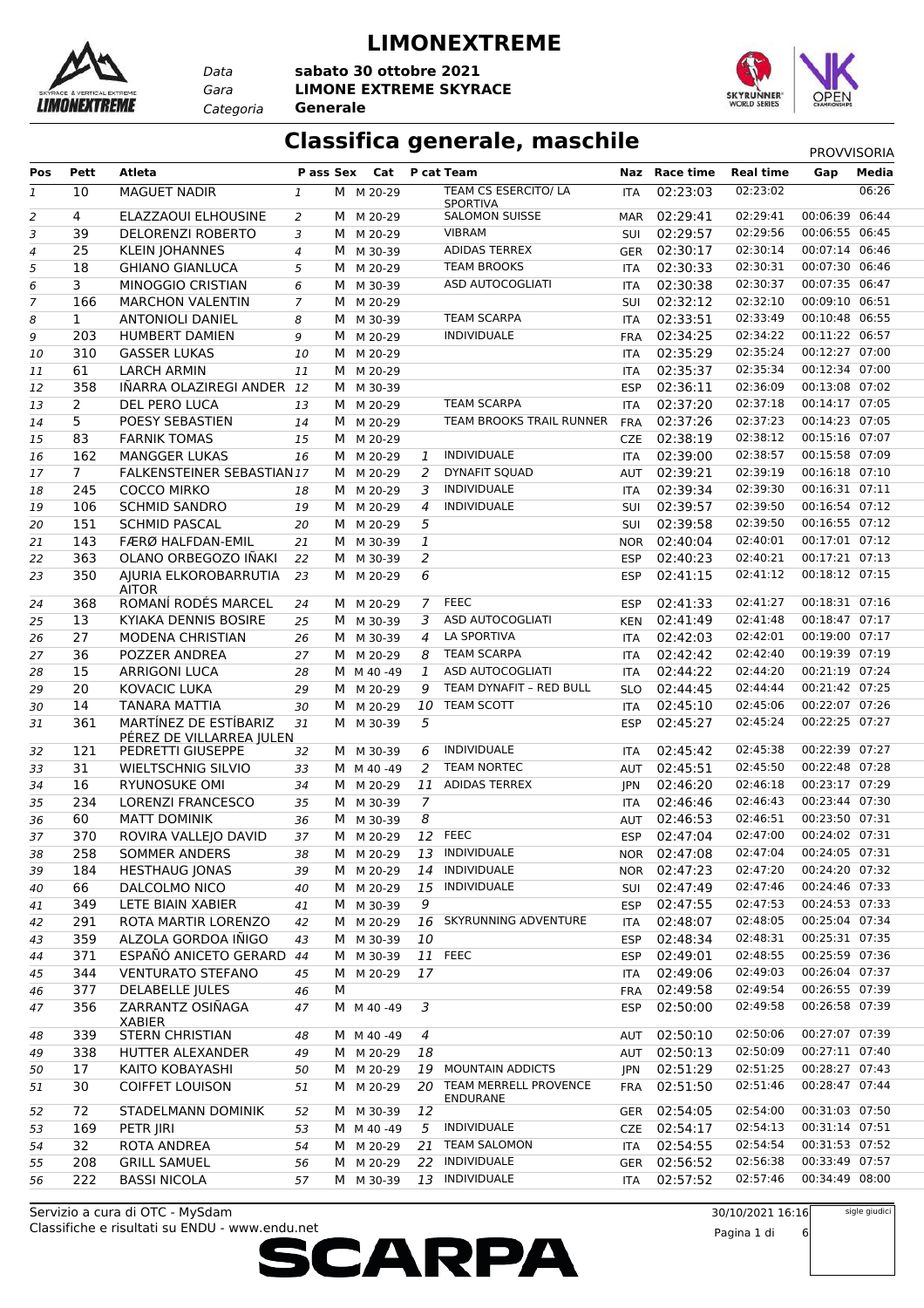# LIMONEXTREME

Data **sabato 30 ottobre 2021**
Gara **LIMONE EXTREME SKYRACE**
Categoria **Generale**

## Classifica generale, maschile

PROVVISORIA

| Pos | Pett | Atleta | P ass | Sex | Cat | P cat | Team | Naz | Race time | Real time | Gap | Media |
|---|---|---|---|---|---|---|---|---|---|---|---|---|
| 1 | 10 | MAGUET NADIR | 1 | M | M 20-29 | | TEAM CS ESERCITO/ LA SPORTIVA | ITA | 02:23:03 | 02:23:02 | | 06:26 |
| 2 | 4 | ELAZZAOUI ELHOUSINE | 2 | M | M 20-29 | | SALOMON SUISSE | MAR | 02:29:41 | 02:29:41 | 00:06:39 | 06:44 |
| 3 | 39 | DELORENZI ROBERTO | 3 | M | M 20-29 | | VIBRAM | SUI | 02:29:57 | 02:29:56 | 00:06:55 | 06:45 |
| 4 | 25 | KLEIN JOHANNES | 4 | M | M 30-39 | | ADIDAS TERREX | GER | 02:30:17 | 02:30:14 | 00:07:14 | 06:46 |
| 5 | 18 | GHIANO GIANLUCA | 5 | M | M 20-29 | | TEAM BROOKS | ITA | 02:30:33 | 02:30:31 | 00:07:30 | 06:46 |
| 6 | 3 | MINOGGIO CRISTIAN | 6 | M | M 30-39 | | ASD AUTOCOGLIATI | ITA | 02:30:38 | 02:30:37 | 00:07:35 | 06:47 |
| 7 | 166 | MARCHON VALENTIN | 7 | M | M 20-29 | | | SUI | 02:32:12 | 02:32:10 | 00:09:10 | 06:51 |
| 8 | 1 | ANTONIOLI DANIEL | 8 | M | M 30-39 | | TEAM SCARPA | ITA | 02:33:51 | 02:33:49 | 00:10:48 | 06:55 |
| 9 | 203 | HUMBERT DAMIEN | 9 | M | M 20-29 | | INDIVIDUALE | FRA | 02:34:25 | 02:34:22 | 00:11:22 | 06:57 |
| 10 | 310 | GASSER LUKAS | 10 | M | M 20-29 | | | ITA | 02:35:29 | 02:35:24 | 00:12:27 | 07:00 |
| 11 | 61 | LARCH ARMIN | 11 | M | M 20-29 | | | ITA | 02:35:37 | 02:35:34 | 00:12:34 | 07:00 |
| 12 | 358 | IÑARRA OLAZIREGI ANDER | 12 | M | M 30-39 | | | ESP | 02:36:11 | 02:36:09 | 00:13:08 | 07:02 |
| 13 | 2 | DEL PERO LUCA | 13 | M | M 20-29 | | TEAM SCARPA | ITA | 02:37:20 | 02:37:18 | 00:14:17 | 07:05 |
| 14 | 5 | POESY SEBASTIEN | 14 | M | M 20-29 | | TEAM BROOKS TRAIL RUNNER | FRA | 02:37:26 | 02:37:23 | 00:14:23 | 07:05 |
| 15 | 83 | FARNIK TOMAS | 15 | M | M 20-29 | | | CZE | 02:38:19 | 02:38:12 | 00:15:16 | 07:07 |
| 16 | 162 | MANGGER LUKAS | 16 | M | M 20-29 | 1 | INDIVIDUALE | ITA | 02:39:00 | 02:38:57 | 00:15:58 | 07:09 |
| 17 | 7 | FALKENSTEINER SEBASTIAN | 17 | M | M 20-29 | 2 | DYNAFIT SQUAD | AUT | 02:39:21 | 02:39:19 | 00:16:18 | 07:10 |
| 18 | 245 | COCCO MIRKO | 18 | M | M 20-29 | 3 | INDIVIDUALE | ITA | 02:39:34 | 02:39:30 | 00:16:31 | 07:11 |
| 19 | 106 | SCHMID SANDRO | 19 | M | M 20-29 | 4 | INDIVIDUALE | SUI | 02:39:57 | 02:39:50 | 00:16:54 | 07:12 |
| 20 | 151 | SCHMID PASCAL | 20 | M | M 20-29 | 5 | | SUI | 02:39:58 | 02:39:50 | 00:16:55 | 07:12 |
| 21 | 143 | FÆRØ HALFDAN-EMIL | 21 | M | M 30-39 | 1 | | NOR | 02:40:04 | 02:40:01 | 00:17:01 | 07:12 |
| 22 | 363 | OLANO ORBEGOZO IÑAKI | 22 | M | M 30-39 | 2 | | ESP | 02:40:23 | 02:40:21 | 00:17:21 | 07:13 |
| 23 | 350 | AJURIA ELKOROBARRUTIA AITOR | 23 | M | M 20-29 | 6 | | ESP | 02:41:15 | 02:41:12 | 00:18:12 | 07:15 |
| 24 | 368 | ROMANÍ RODÉS MARCEL | 24 | M | M 20-29 | 7 | FEEC | ESP | 02:41:33 | 02:41:27 | 00:18:31 | 07:16 |
| 25 | 13 | KYIAKA DENNIS BOSIRE | 25 | M | M 30-39 | 3 | ASD AUTOCOGLIATI | KEN | 02:41:49 | 02:41:48 | 00:18:47 | 07:17 |
| 26 | 27 | MODENA CHRISTIAN | 26 | M | M 30-39 | 4 | LA SPORTIVA | ITA | 02:42:03 | 02:42:01 | 00:19:00 | 07:17 |
| 27 | 36 | POZZER ANDREA | 27 | M | M 20-29 | 8 | TEAM SCARPA | ITA | 02:42:42 | 02:42:40 | 00:19:39 | 07:19 |
| 28 | 15 | ARRIGONI LUCA | 28 | M | M 40 -49 | 1 | ASD AUTOCOGLIATI | ITA | 02:44:22 | 02:44:20 | 00:21:19 | 07:24 |
| 29 | 20 | KOVACIC LUKA | 29 | M | M 20-29 | 9 | TEAM DYNAFIT – RED BULL | SLO | 02:44:45 | 02:44:44 | 00:21:42 | 07:25 |
| 30 | 14 | TANARA MATTIA | 30 | M | M 20-29 | 10 | TEAM SCOTT | ITA | 02:45:10 | 02:45:06 | 00:22:07 | 07:26 |
| 31 | 361 | MARTÍNEZ DE ESTÍBARIZ PÉREZ DE VILLARREA JULEN | 31 | M | M 30-39 | 5 | | ESP | 02:45:27 | 02:45:24 | 00:22:25 | 07:27 |
| 32 | 121 | PEDRETTI GIUSEPPE | 32 | M | M 30-39 | 6 | INDIVIDUALE | ITA | 02:45:42 | 02:45:38 | 00:22:39 | 07:27 |
| 33 | 31 | WIELTSCHNIG SILVIO | 33 | M | M 40 -49 | 2 | TEAM NORTEC | AUT | 02:45:51 | 02:45:50 | 00:22:48 | 07:28 |
| 34 | 16 | RYUNOSUKE OMI | 34 | M | M 20-29 | 11 | ADIDAS TERREX | JPN | 02:46:20 | 02:46:18 | 00:23:17 | 07:29 |
| 35 | 234 | LORENZI FRANCESCO | 35 | M | M 30-39 | 7 | | ITA | 02:46:46 | 02:46:43 | 00:23:44 | 07:30 |
| 36 | 60 | MATT DOMINIK | 36 | M | M 30-39 | 8 | | AUT | 02:46:53 | 02:46:51 | 00:23:50 | 07:31 |
| 37 | 370 | ROVIRA VALLEJO DAVID | 37 | M | M 20-29 | 12 | FEEC | ESP | 02:47:04 | 02:47:00 | 00:24:02 | 07:31 |
| 38 | 258 | SOMMER ANDERS | 38 | M | M 20-29 | 13 | INDIVIDUALE | NOR | 02:47:08 | 02:47:04 | 00:24:05 | 07:31 |
| 39 | 184 | HESTHAUG JONAS | 39 | M | M 20-29 | 14 | INDIVIDUALE | NOR | 02:47:23 | 02:47:20 | 00:24:20 | 07:32 |
| 40 | 66 | DALCOLMO NICO | 40 | M | M 20-29 | 15 | INDIVIDUALE | SUI | 02:47:49 | 02:47:46 | 00:24:46 | 07:33 |
| 41 | 349 | LETE BIAIN XABIER | 41 | M | M 30-39 | 9 | | ESP | 02:47:55 | 02:47:53 | 00:24:53 | 07:33 |
| 42 | 291 | ROTA MARTIR LORENZO | 42 | M | M 20-29 | 16 | SKYRUNNING ADVENTURE | ITA | 02:48:07 | 02:48:05 | 00:25:04 | 07:34 |
| 43 | 359 | ALZOLA GORDOA IÑIGO | 43 | M | M 30-39 | 10 | | ESP | 02:48:34 | 02:48:31 | 00:25:31 | 07:35 |
| 44 | 371 | ESPAÑÓ ANICETO GERARD | 44 | M | M 30-39 | 11 | FEEC | ESP | 02:49:01 | 02:48:55 | 00:25:59 | 07:36 |
| 45 | 344 | VENTURATO STEFANO | 45 | M | M 20-29 | 17 | | ITA | 02:49:06 | 02:49:03 | 00:26:04 | 07:37 |
| 46 | 377 | DELABELLE JULES | 46 | M | | | | FRA | 02:49:58 | 02:49:54 | 00:26:55 | 07:39 |
| 47 | 356 | ZARRANTZ OSIÑAGA XABIER | 47 | M | M 40 -49 | 3 | | ESP | 02:50:00 | 02:49:58 | 00:26:58 | 07:39 |
| 48 | 339 | STERN CHRISTIAN | 48 | M | M 40 -49 | 4 | | AUT | 02:50:10 | 02:50:06 | 00:27:07 | 07:39 |
| 49 | 338 | HUTTER ALEXANDER | 49 | M | M 20-29 | 18 | | AUT | 02:50:13 | 02:50:09 | 00:27:11 | 07:40 |
| 50 | 17 | KAITO KOBAYASHI | 50 | M | M 20-29 | 19 | MOUNTAIN ADDICTS | JPN | 02:51:29 | 02:51:25 | 00:28:27 | 07:43 |
| 51 | 30 | COIFFET LOUISON | 51 | M | M 20-29 | 20 | TEAM MERRELL PROVENCE ENDURANE | FRA | 02:51:50 | 02:51:46 | 00:28:47 | 07:44 |
| 52 | 72 | STADELMANN DOMINIK | 52 | M | M 30-39 | 12 | | GER | 02:54:05 | 02:54:00 | 00:31:03 | 07:50 |
| 53 | 169 | PETR JIRI | 53 | M | M 40 -49 | 5 | INDIVIDUALE | CZE | 02:54:17 | 02:54:13 | 00:31:14 | 07:51 |
| 54 | 32 | ROTA ANDREA | 54 | M | M 20-29 | 21 | TEAM SALOMON | ITA | 02:54:55 | 02:54:54 | 00:31:53 | 07:52 |
| 55 | 208 | GRILL SAMUEL | 56 | M | M 20-29 | 22 | INDIVIDUALE | GER | 02:56:52 | 02:56:38 | 00:33:49 | 07:57 |
| 56 | 222 | BASSI NICOLA | 57 | M | M 30-39 | 13 | INDIVIDUALE | ITA | 02:57:52 | 02:57:46 | 00:34:49 | 08:00 |

Servizio a cura di OTC - MySdam
Classifiche e risultati su ENDU - www.endu.net

30/10/2021 16:16

sigle giudici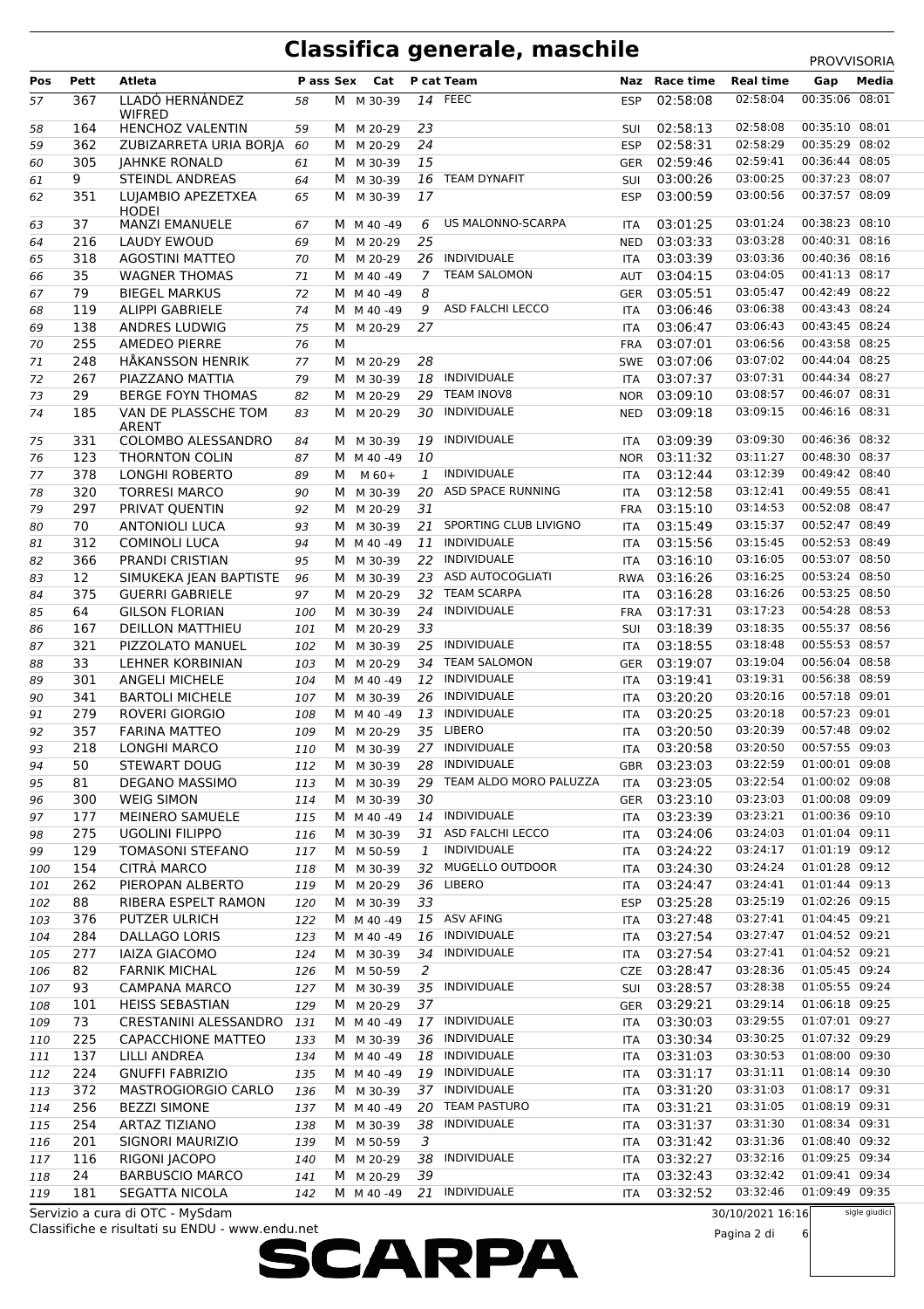# Classifica generale, maschile

PROVVISORIA

| Pos | Pett | Atleta | P ass | Sex | Cat | P cat | Team | Naz | Race time | Real time | Gap | Media |
|---|---|---|---|---|---|---|---|---|---|---|---|---|
| 57 | 367 | LLADÓ HERNÁNDEZ WIFRED | 58 | M | M 30-39 | 14 | FEEC | ESP | 02:58:08 | 02:58:04 | 00:35:06 | 08:01 |
| 58 | 164 | HENCHOZ VALENTIN | 59 | M | M 20-29 | 23 | | SUI | 02:58:13 | 02:58:08 | 00:35:10 | 08:01 |
| 59 | 362 | ZUBIZARRETA URIA BORJA | 60 | M | M 20-29 | 24 | | ESP | 02:58:31 | 02:58:29 | 00:35:29 | 08:02 |
| 60 | 305 | JAHNKE RONALD | 61 | M | M 30-39 | 15 | | GER | 02:59:46 | 02:59:41 | 00:36:44 | 08:05 |
| 61 | 9 | STEINDL ANDREAS | 64 | M | M 30-39 | 16 | TEAM DYNAFIT | SUI | 03:00:26 | 03:00:25 | 00:37:23 | 08:07 |
| 62 | 351 | LUJAMBIO APEZETXEA HODEI | 65 | M | M 30-39 | 17 | | ESP | 03:00:59 | 03:00:56 | 00:37:57 | 08:09 |
| 63 | 37 | MANZI EMANUELE | 67 | M | M 40 -49 | 6 | US MALONNO-SCARPA | ITA | 03:01:25 | 03:01:24 | 00:38:23 | 08:10 |
| 64 | 216 | LAUDY EWOUD | 69 | M | M 20-29 | 25 | | NED | 03:03:33 | 03:03:28 | 00:40:31 | 08:16 |
| 65 | 318 | AGOSTINI MATTEO | 70 | M | M 20-29 | 26 | INDIVIDUALE | ITA | 03:03:39 | 03:03:36 | 00:40:36 | 08:16 |
| 66 | 35 | WAGNER THOMAS | 71 | M | M 40 -49 | 7 | TEAM SALOMON | AUT | 03:04:15 | 03:04:05 | 00:41:13 | 08:17 |
| 67 | 79 | BIEGEL MARKUS | 72 | M | M 40 -49 | 8 | | GER | 03:05:51 | 03:05:47 | 00:42:49 | 08:22 |
| 68 | 119 | ALIPPI GABRIELE | 74 | M | M 40 -49 | 9 | ASD FALCHI LECCO | ITA | 03:06:46 | 03:06:38 | 00:43:43 | 08:24 |
| 69 | 138 | ANDRES LUDWIG | 75 | M | M 20-29 | 27 | | ITA | 03:06:47 | 03:06:43 | 00:43:45 | 08:24 |
| 70 | 255 | AMEDEO PIERRE | 76 | M | | | | FRA | 03:07:01 | 03:06:56 | 00:43:58 | 08:25 |
| 71 | 248 | HÅKANSSON HENRIK | 77 | M | M 20-29 | 28 | | SWE | 03:07:06 | 03:07:02 | 00:44:04 | 08:25 |
| 72 | 267 | PIAZZANO MATTIA | 79 | M | M 30-39 | 18 | INDIVIDUALE | ITA | 03:07:37 | 03:07:31 | 00:44:34 | 08:27 |
| 73 | 29 | BERGE FOYN THOMAS | 82 | M | M 20-29 | 29 | TEAM INOV8 | NOR | 03:09:10 | 03:08:57 | 00:46:07 | 08:31 |
| 74 | 185 | VAN DE PLASSCHE TOM ARENT | 83 | M | M 20-29 | 30 | INDIVIDUALE | NED | 03:09:18 | 03:09:15 | 00:46:16 | 08:31 |
| 75 | 331 | COLOMBO ALESSANDRO | 84 | M | M 30-39 | 19 | INDIVIDUALE | ITA | 03:09:39 | 03:09:30 | 00:46:36 | 08:32 |
| 76 | 123 | THORNTON COLIN | 87 | M | M 40 -49 | 10 | | NOR | 03:11:32 | 03:11:27 | 00:48:30 | 08:37 |
| 77 | 378 | LONGHI ROBERTO | 89 | M | M 60+ | 1 | INDIVIDUALE | ITA | 03:12:44 | 03:12:39 | 00:49:42 | 08:40 |
| 78 | 320 | TORRESI MARCO | 90 | M | M 30-39 | 20 | ASD SPACE RUNNING | ITA | 03:12:58 | 03:12:41 | 00:49:55 | 08:41 |
| 79 | 297 | PRIVAT QUENTIN | 92 | M | M 20-29 | 31 | | FRA | 03:15:10 | 03:14:53 | 00:52:08 | 08:47 |
| 80 | 70 | ANTONIOLI LUCA | 93 | M | M 30-39 | 21 | SPORTING CLUB LIVIGNO | ITA | 03:15:49 | 03:15:37 | 00:52:47 | 08:49 |
| 81 | 312 | COMINOLI LUCA | 94 | M | M 40 -49 | 11 | INDIVIDUALE | ITA | 03:15:56 | 03:15:45 | 00:52:53 | 08:49 |
| 82 | 366 | PRANDI CRISTIAN | 95 | M | M 30-39 | 22 | INDIVIDUALE | ITA | 03:16:10 | 03:16:05 | 00:53:07 | 08:50 |
| 83 | 12 | SIMUKEKA JEAN BAPTISTE | 96 | M | M 30-39 | 23 | ASD AUTOCOGLIATI | RWA | 03:16:26 | 03:16:25 | 00:53:24 | 08:50 |
| 84 | 375 | GUERRI GABRIELE | 97 | M | M 20-29 | 32 | TEAM SCARPA | ITA | 03:16:28 | 03:16:26 | 00:53:25 | 08:50 |
| 85 | 64 | GILSON FLORIAN | 100 | M | M 30-39 | 24 | INDIVIDUALE | FRA | 03:17:31 | 03:17:23 | 00:54:28 | 08:53 |
| 86 | 167 | DEILLON MATTHIEU | 101 | M | M 20-29 | 33 | | SUI | 03:18:39 | 03:18:35 | 00:55:37 | 08:56 |
| 87 | 321 | PIZZOLATO MANUEL | 102 | M | M 30-39 | 25 | INDIVIDUALE | ITA | 03:18:55 | 03:18:48 | 00:55:53 | 08:57 |
| 88 | 33 | LEHNER KORBINIAN | 103 | M | M 20-29 | 34 | TEAM SALOMON | GER | 03:19:07 | 03:19:04 | 00:56:04 | 08:58 |
| 89 | 301 | ANGELI MICHELE | 104 | M | M 40 -49 | 12 | INDIVIDUALE | ITA | 03:19:41 | 03:19:31 | 00:56:38 | 08:59 |
| 90 | 341 | BARTOLI MICHELE | 107 | M | M 30-39 | 26 | INDIVIDUALE | ITA | 03:20:20 | 03:20:16 | 00:57:18 | 09:01 |
| 91 | 279 | ROVERI GIORGIO | 108 | M | M 40 -49 | 13 | INDIVIDUALE | ITA | 03:20:25 | 03:20:18 | 00:57:23 | 09:01 |
| 92 | 357 | FARINA MATTEO | 109 | M | M 20-29 | 35 | LIBERO | ITA | 03:20:50 | 03:20:39 | 00:57:48 | 09:02 |
| 93 | 218 | LONGHI MARCO | 110 | M | M 30-39 | 27 | INDIVIDUALE | ITA | 03:20:58 | 03:20:50 | 00:57:55 | 09:03 |
| 94 | 50 | STEWART DOUG | 112 | M | M 30-39 | 28 | INDIVIDUALE | GBR | 03:23:03 | 03:22:59 | 01:00:01 | 09:08 |
| 95 | 81 | DEGANO MASSIMO | 113 | M | M 30-39 | 29 | TEAM ALDO MORO PALUZZA | ITA | 03:23:05 | 03:22:54 | 01:00:02 | 09:08 |
| 96 | 300 | WEIG SIMON | 114 | M | M 30-39 | 30 | | GER | 03:23:10 | 03:23:03 | 01:00:08 | 09:09 |
| 97 | 177 | MEINERO SAMUELE | 115 | M | M 40 -49 | 14 | INDIVIDUALE | ITA | 03:23:39 | 03:23:21 | 01:00:36 | 09:10 |
| 98 | 275 | UGOLINI FILIPPO | 116 | M | M 30-39 | 31 | ASD FALCHI LECCO | ITA | 03:24:06 | 03:24:03 | 01:01:04 | 09:11 |
| 99 | 129 | TOMASONI STEFANO | 117 | M | M 50-59 | 1 | INDIVIDUALE | ITA | 03:24:22 | 03:24:17 | 01:01:19 | 09:12 |
| 100 | 154 | CITRÀ MARCO | 118 | M | M 30-39 | 32 | MUGELLO OUTDOOR | ITA | 03:24:30 | 03:24:24 | 01:01:28 | 09:12 |
| 101 | 262 | PIEROPAN ALBERTO | 119 | M | M 20-29 | 36 | LIBERO | ITA | 03:24:47 | 03:24:41 | 01:01:44 | 09:13 |
| 102 | 88 | RIBERA ESPELT RAMON | 120 | M | M 30-39 | 33 | | ESP | 03:25:28 | 03:25:19 | 01:02:26 | 09:15 |
| 103 | 376 | PUTZER ULRICH | 122 | M | M 40 -49 | 15 | ASV AFING | ITA | 03:27:48 | 03:27:41 | 01:04:45 | 09:21 |
| 104 | 284 | DALLAGO LORIS | 123 | M | M 40 -49 | 16 | INDIVIDUALE | ITA | 03:27:54 | 03:27:47 | 01:04:52 | 09:21 |
| 105 | 277 | IAIZA GIACOMO | 124 | M | M 30-39 | 34 | INDIVIDUALE | ITA | 03:27:54 | 03:27:41 | 01:04:52 | 09:21 |
| 106 | 82 | FARNIK MICHAL | 126 | M | M 50-59 | 2 | | CZE | 03:28:47 | 03:28:36 | 01:05:45 | 09:24 |
| 107 | 93 | CAMPANA MARCO | 127 | M | M 30-39 | 35 | INDIVIDUALE | SUI | 03:28:57 | 03:28:38 | 01:05:55 | 09:24 |
| 108 | 101 | HEISS SEBASTIAN | 129 | M | M 20-29 | 37 | | GER | 03:29:21 | 03:29:14 | 01:06:18 | 09:25 |
| 109 | 73 | CRESTANINI ALESSANDRO | 131 | M | M 40 -49 | 17 | INDIVIDUALE | ITA | 03:30:03 | 03:29:55 | 01:07:01 | 09:27 |
| 110 | 225 | CAPACCHIONE MATTEO | 133 | M | M 30-39 | 36 | INDIVIDUALE | ITA | 03:30:34 | 03:30:25 | 01:07:32 | 09:29 |
| 111 | 137 | LILLI ANDREA | 134 | M | M 40 -49 | 18 | INDIVIDUALE | ITA | 03:31:03 | 03:30:53 | 01:08:00 | 09:30 |
| 112 | 224 | GNUFFI FABRIZIO | 135 | M | M 40 -49 | 19 | INDIVIDUALE | ITA | 03:31:17 | 03:31:11 | 01:08:14 | 09:30 |
| 113 | 372 | MASTROGIORGIO CARLO | 136 | M | M 30-39 | 37 | INDIVIDUALE | ITA | 03:31:20 | 03:31:03 | 01:08:17 | 09:31 |
| 114 | 256 | BEZZI SIMONE | 137 | M | M 40 -49 | 20 | TEAM PASTURO | ITA | 03:31:21 | 03:31:05 | 01:08:19 | 09:31 |
| 115 | 254 | ARTAZ TIZIANO | 138 | M | M 30-39 | 38 | INDIVIDUALE | ITA | 03:31:37 | 03:31:30 | 01:08:34 | 09:31 |
| 116 | 201 | SIGNORI MAURIZIO | 139 | M | M 50-59 | 3 | | ITA | 03:31:42 | 03:31:36 | 01:08:40 | 09:32 |
| 117 | 116 | RIGONI JACOPO | 140 | M | M 20-29 | 38 | INDIVIDUALE | ITA | 03:32:27 | 03:32:16 | 01:09:25 | 09:34 |
| 118 | 24 | BARBUSCIO MARCO | 141 | M | M 20-29 | 39 | | ITA | 03:32:43 | 03:32:42 | 01:09:41 | 09:34 |
| 119 | 181 | SEGATTA NICOLA | 142 | M | M 40 -49 | 21 | INDIVIDUALE | ITA | 03:32:52 | 03:32:46 | 01:09:49 | 09:35 |

Servizio a cura di OTC - MySdam
Classifiche e risultati su ENDU - www.endu.net

30/10/2021 16:16

sigle giudici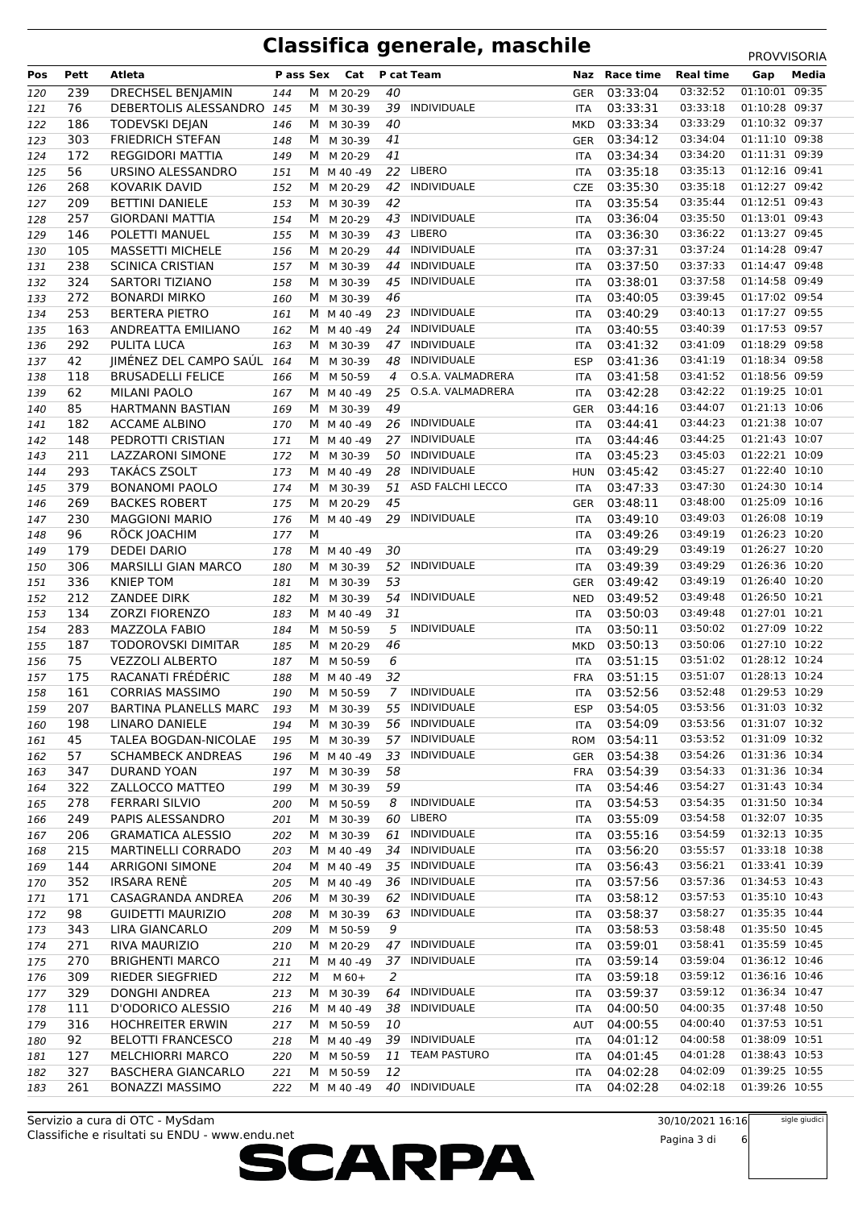# Classifica generale, maschile

PROVVISORIA

| Pos | Pett | Atleta | P ass | Sex | Cat | P cat | Team | Naz | Race time | Real time | Gap | Media |
|---|---|---|---|---|---|---|---|---|---|---|---|---|
| 120 | 239 | DRECHSEL BENJAMIN | 144 | M | M 20-29 | 40 | | GER | 03:33:04 | 03:32:52 | 01:10:01 | 09:35 |
| 121 | 76 | DEBERTOLIS ALESSANDRO | 145 | M | M 30-39 | 39 | INDIVIDUALE | ITA | 03:33:31 | 03:33:18 | 01:10:28 | 09:37 |
| 122 | 186 | TODEVSKI DEJAN | 146 | M | M 30-39 | 40 | | MKD | 03:33:34 | 03:33:29 | 01:10:32 | 09:37 |
| 123 | 303 | FRIEDRICH STEFAN | 148 | M | M 30-39 | 41 | | GER | 03:34:12 | 03:34:04 | 01:11:10 | 09:38 |
| 124 | 172 | REGGIDORI MATTIA | 149 | M | M 20-29 | 41 | | ITA | 03:34:34 | 03:34:20 | 01:11:31 | 09:39 |
| 125 | 56 | URSINO ALESSANDRO | 151 | M | M 40 -49 | 22 | LIBERO | ITA | 03:35:18 | 03:35:13 | 01:12:16 | 09:41 |
| 126 | 268 | KOVARIK DAVID | 152 | M | M 20-29 | 42 | INDIVIDUALE | CZE | 03:35:30 | 03:35:18 | 01:12:27 | 09:42 |
| 127 | 209 | BETTINI DANIELE | 153 | M | M 30-39 | 42 | | ITA | 03:35:54 | 03:35:44 | 01:12:51 | 09:43 |
| 128 | 257 | GIORDANI MATTIA | 154 | M | M 20-29 | 43 | INDIVIDUALE | ITA | 03:36:04 | 03:35:50 | 01:13:01 | 09:43 |
| 129 | 146 | POLETTI MANUEL | 155 | M | M 30-39 | 43 | LIBERO | ITA | 03:36:30 | 03:36:22 | 01:13:27 | 09:45 |
| 130 | 105 | MASSETTI MICHELE | 156 | M | M 20-29 | 44 | INDIVIDUALE | ITA | 03:37:31 | 03:37:24 | 01:14:28 | 09:47 |
| 131 | 238 | SCINICA CRISTIAN | 157 | M | M 30-39 | 44 | INDIVIDUALE | ITA | 03:37:50 | 03:37:33 | 01:14:47 | 09:48 |
| 132 | 324 | SARTORI TIZIANO | 158 | M | M 30-39 | 45 | INDIVIDUALE | ITA | 03:38:01 | 03:37:58 | 01:14:58 | 09:49 |
| 133 | 272 | BONARDI MIRKO | 160 | M | M 30-39 | 46 | | ITA | 03:40:05 | 03:39:45 | 01:17:02 | 09:54 |
| 134 | 253 | BERTERA PIETRO | 161 | M | M 40 -49 | 23 | INDIVIDUALE | ITA | 03:40:29 | 03:40:13 | 01:17:27 | 09:55 |
| 135 | 163 | ANDREATTA EMILIANO | 162 | M | M 40 -49 | 24 | INDIVIDUALE | ITA | 03:40:55 | 03:40:39 | 01:17:53 | 09:57 |
| 136 | 292 | PULITA LUCA | 163 | M | M 30-39 | 47 | INDIVIDUALE | ITA | 03:41:32 | 03:41:09 | 01:18:29 | 09:58 |
| 137 | 42 | JIMÉNEZ DEL CAMPO SAÚL | 164 | M | M 30-39 | 48 | INDIVIDUALE | ESP | 03:41:36 | 03:41:19 | 01:18:34 | 09:58 |
| 138 | 118 | BRUSADELLI FELICE | 166 | M | M 50-59 | 4 | O.S.A. VALMADRERA | ITA | 03:41:58 | 03:41:52 | 01:18:56 | 09:59 |
| 139 | 62 | MILANI PAOLO | 167 | M | M 40 -49 | 25 | O.S.A. VALMADRERA | ITA | 03:42:28 | 03:42:22 | 01:19:25 | 10:01 |
| 140 | 85 | HARTMANN BASTIAN | 169 | M | M 30-39 | 49 | | GER | 03:44:16 | 03:44:07 | 01:21:13 | 10:06 |
| 141 | 182 | ACCAME ALBINO | 170 | M | M 40 -49 | 26 | INDIVIDUALE | ITA | 03:44:41 | 03:44:23 | 01:21:38 | 10:07 |
| 142 | 148 | PEDROTTI CRISTIAN | 171 | M | M 40 -49 | 27 | INDIVIDUALE | ITA | 03:44:46 | 03:44:25 | 01:21:43 | 10:07 |
| 143 | 211 | LAZZARONI SIMONE | 172 | M | M 30-39 | 50 | INDIVIDUALE | ITA | 03:45:23 | 03:45:03 | 01:22:21 | 10:09 |
| 144 | 293 | TAKÁCS ZSOLT | 173 | M | M 40 -49 | 28 | INDIVIDUALE | HUN | 03:45:42 | 03:45:27 | 01:22:40 | 10:10 |
| 145 | 379 | BONANOMI PAOLO | 174 | M | M 30-39 | 51 | ASD FALCHI LECCO | ITA | 03:47:33 | 03:47:30 | 01:24:30 | 10:14 |
| 146 | 269 | BACKES ROBERT | 175 | M | M 20-29 | 45 | | GER | 03:48:11 | 03:48:00 | 01:25:09 | 10:16 |
| 147 | 230 | MAGGIONI MARIO | 176 | M | M 40 -49 | 29 | INDIVIDUALE | ITA | 03:49:10 | 03:49:03 | 01:26:08 | 10:19 |
| 148 | 96 | RÖCK JOACHIM | 177 | M | | | | ITA | 03:49:26 | 03:49:19 | 01:26:23 | 10:20 |
| 149 | 179 | DEDEI DARIO | 178 | M | M 40 -49 | 30 | | ITA | 03:49:29 | 03:49:19 | 01:26:27 | 10:20 |
| 150 | 306 | MARSILLI GIAN MARCO | 180 | M | M 30-39 | 52 | INDIVIDUALE | ITA | 03:49:39 | 03:49:29 | 01:26:36 | 10:20 |
| 151 | 336 | KNIEP TOM | 181 | M | M 30-39 | 53 | | GER | 03:49:42 | 03:49:19 | 01:26:40 | 10:20 |
| 152 | 212 | ZANDEE DIRK | 182 | M | M 30-39 | 54 | INDIVIDUALE | NED | 03:49:52 | 03:49:48 | 01:26:50 | 10:21 |
| 153 | 134 | ZORZI FIORENZO | 183 | M | M 40 -49 | 31 | | ITA | 03:50:03 | 03:49:48 | 01:27:01 | 10:21 |
| 154 | 283 | MAZZOLA FABIO | 184 | M | M 50-59 | 5 | INDIVIDUALE | ITA | 03:50:11 | 03:50:02 | 01:27:09 | 10:22 |
| 155 | 187 | TODOROVSKI DIMITAR | 185 | M | M 20-29 | 46 | | MKD | 03:50:13 | 03:50:06 | 01:27:10 | 10:22 |
| 156 | 75 | VEZZOLI ALBERTO | 187 | M | M 50-59 | 6 | | ITA | 03:51:15 | 03:51:02 | 01:28:12 | 10:24 |
| 157 | 175 | RACANATI FRÉDÉRIC | 188 | M | M 40 -49 | 32 | | FRA | 03:51:15 | 03:51:07 | 01:28:13 | 10:24 |
| 158 | 161 | CORRIAS MASSIMO | 190 | M | M 50-59 | 7 | INDIVIDUALE | ITA | 03:52:56 | 03:52:48 | 01:29:53 | 10:29 |
| 159 | 207 | BARTINA PLANELLS MARC | 193 | M | M 30-39 | 55 | INDIVIDUALE | ESP | 03:54:05 | 03:53:56 | 01:31:03 | 10:32 |
| 160 | 198 | LINARO DANIELE | 194 | M | M 30-39 | 56 | INDIVIDUALE | ITA | 03:54:09 | 03:53:56 | 01:31:07 | 10:32 |
| 161 | 45 | TALEA BOGDAN-NICOLAE | 195 | M | M 30-39 | 57 | INDIVIDUALE | ROM | 03:54:11 | 03:53:52 | 01:31:09 | 10:32 |
| 162 | 57 | SCHAMBECK ANDREAS | 196 | M | M 40 -49 | 33 | INDIVIDUALE | GER | 03:54:38 | 03:54:26 | 01:31:36 | 10:34 |
| 163 | 347 | DURAND YOAN | 197 | M | M 30-39 | 58 | | FRA | 03:54:39 | 03:54:33 | 01:31:36 | 10:34 |
| 164 | 322 | ZALLOCCO MATTEO | 199 | M | M 30-39 | 59 | | ITA | 03:54:46 | 03:54:27 | 01:31:43 | 10:34 |
| 165 | 278 | FERRARI SILVIO | 200 | M | M 50-59 | 8 | INDIVIDUALE | ITA | 03:54:53 | 03:54:35 | 01:31:50 | 10:34 |
| 166 | 249 | PAPIS ALESSANDRO | 201 | M | M 30-39 | 60 | LIBERO | ITA | 03:55:09 | 03:54:58 | 01:32:07 | 10:35 |
| 167 | 206 | GRAMATICA ALESSIO | 202 | M | M 30-39 | 61 | INDIVIDUALE | ITA | 03:55:16 | 03:54:59 | 01:32:13 | 10:35 |
| 168 | 215 | MARTINELLI CORRADO | 203 | M | M 40 -49 | 34 | INDIVIDUALE | ITA | 03:56:20 | 03:55:57 | 01:33:18 | 10:38 |
| 169 | 144 | ARRIGONI SIMONE | 204 | M | M 40 -49 | 35 | INDIVIDUALE | ITA | 03:56:43 | 03:56:21 | 01:33:41 | 10:39 |
| 170 | 352 | IRSARA RENÈ | 205 | M | M 40 -49 | 36 | INDIVIDUALE | ITA | 03:57:56 | 03:57:36 | 01:34:53 | 10:43 |
| 171 | 171 | CASAGRANDA ANDREA | 206 | M | M 30-39 | 62 | INDIVIDUALE | ITA | 03:58:12 | 03:57:53 | 01:35:10 | 10:43 |
| 172 | 98 | GUIDETTI MAURIZIO | 208 | M | M 30-39 | 63 | INDIVIDUALE | ITA | 03:58:37 | 03:58:27 | 01:35:35 | 10:44 |
| 173 | 343 | LIRA GIANCARLO | 209 | M | M 50-59 | 9 | | ITA | 03:58:53 | 03:58:48 | 01:35:50 | 10:45 |
| 174 | 271 | RIVA MAURIZIO | 210 | M | M 20-29 | 47 | INDIVIDUALE | ITA | 03:59:01 | 03:58:41 | 01:35:59 | 10:45 |
| 175 | 270 | BRIGHENTI MARCO | 211 | M | M 40 -49 | 37 | INDIVIDUALE | ITA | 03:59:14 | 03:59:04 | 01:36:12 | 10:46 |
| 176 | 309 | RIEDER SIEGFRIED | 212 | M | M 60+ | 2 | | ITA | 03:59:18 | 03:59:12 | 01:36:16 | 10:46 |
| 177 | 329 | DONGHI ANDREA | 213 | M | M 30-39 | 64 | INDIVIDUALE | ITA | 03:59:37 | 03:59:12 | 01:36:34 | 10:47 |
| 178 | 111 | D'ODORICO ALESSIO | 216 | M | M 40 -49 | 38 | INDIVIDUALE | ITA | 04:00:50 | 04:00:35 | 01:37:48 | 10:50 |
| 179 | 316 | HOCHREITER ERWIN | 217 | M | M 50-59 | 10 | | AUT | 04:00:55 | 04:00:40 | 01:37:53 | 10:51 |
| 180 | 92 | BELOTTI FRANCESCO | 218 | M | M 40 -49 | 39 | INDIVIDUALE | ITA | 04:01:12 | 04:00:58 | 01:38:09 | 10:51 |
| 181 | 127 | MELCHIORRI MARCO | 220 | M | M 50-59 | 11 | TEAM PASTURO | ITA | 04:01:45 | 04:01:28 | 01:38:43 | 10:53 |
| 182 | 327 | BASCHERA GIANCARLO | 221 | M | M 50-59 | 12 | | ITA | 04:02:28 | 04:02:09 | 01:39:25 | 10:55 |
| 183 | 261 | BONAZZI MASSIMO | 222 | M | M 40 -49 | 40 | INDIVIDUALE | ITA | 04:02:28 | 04:02:18 | 01:39:26 | 10:55 |

Servizio a cura di OTC - MySdam
Classifiche e risultati su ENDU - www.endu.net

30/10/2021 16:16

sigle giudici

SCARPA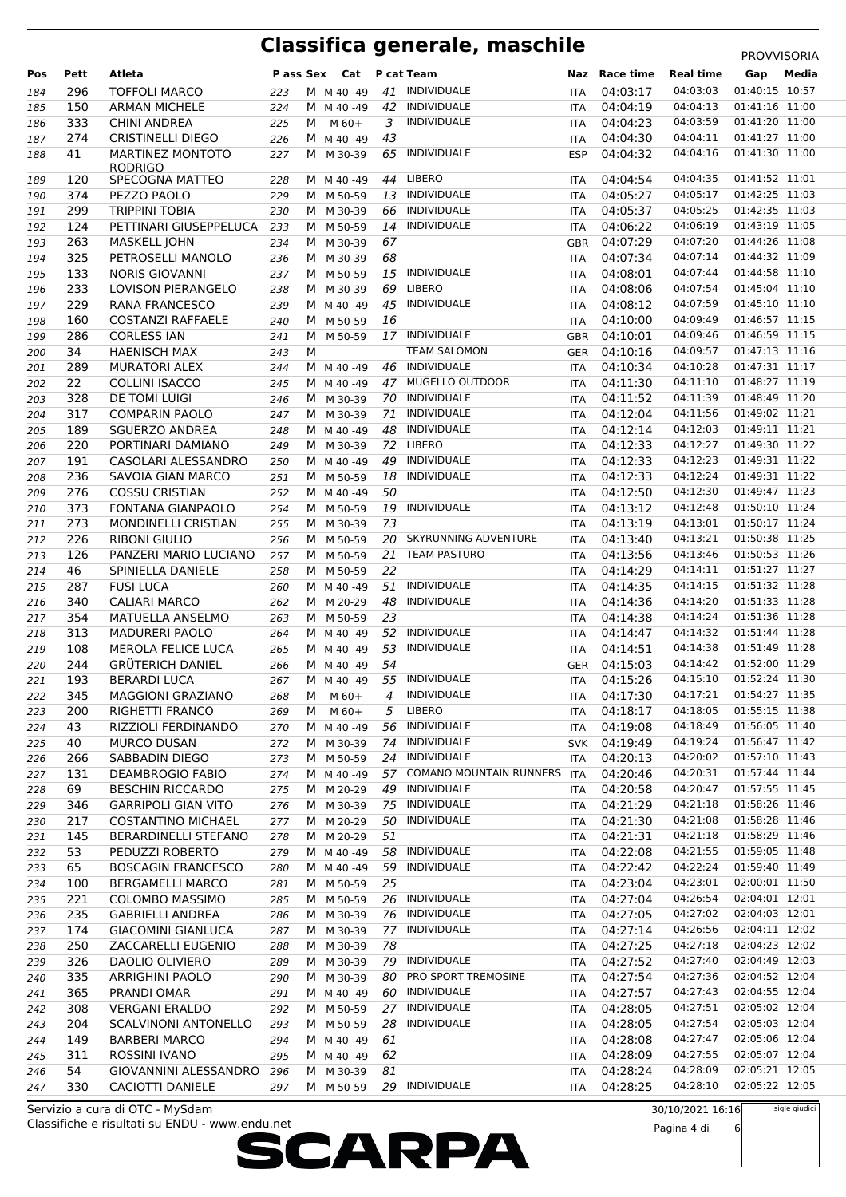# Classifica generale, maschile

PROVVISORIA

| Pos | Pett | Atleta | P ass | Sex | Cat | P cat | Team | Naz | Race time | Real time | Gap | Media |
|---|---|---|---|---|---|---|---|---|---|---|---|---|
| 184 | 296 | TOFFOLI MARCO | 223 | M | M 40 -49 | 41 | INDIVIDUALE | ITA | 04:03:17 | 04:03:03 | 01:40:15 | 10:57 |
| 185 | 150 | ARMAN MICHELE | 224 | M | M 40 -49 | 42 | INDIVIDUALE | ITA | 04:04:19 | 04:04:13 | 01:41:16 | 11:00 |
| 186 | 333 | CHINI ANDREA | 225 | M | M 60+ | 3 | INDIVIDUALE | ITA | 04:04:23 | 04:03:59 | 01:41:20 | 11:00 |
| 187 | 274 | CRISTINELLI DIEGO | 226 | M | M 40 -49 | 43 | | ITA | 04:04:30 | 04:04:11 | 01:41:27 | 11:00 |
| 188 | 41 | MARTINEZ MONTOTO RODRIGO | 227 | M | M 30-39 | 65 | INDIVIDUALE | ESP | 04:04:32 | 04:04:16 | 01:41:30 | 11:00 |
| 189 | 120 | SPECOGNA MATTEO | 228 | M | M 40 -49 | 44 | LIBERO | ITA | 04:04:54 | 04:04:35 | 01:41:52 | 11:01 |
| 190 | 374 | PEZZO PAOLO | 229 | M | M 50-59 | 13 | INDIVIDUALE | ITA | 04:05:27 | 04:05:17 | 01:42:25 | 11:03 |
| 191 | 299 | TRIPPINI TOBIA | 230 | M | M 30-39 | 66 | INDIVIDUALE | ITA | 04:05:37 | 04:05:25 | 01:42:35 | 11:03 |
| 192 | 124 | PETTINARI GIUSEPPELUCA | 233 | M | M 50-59 | 14 | INDIVIDUALE | ITA | 04:06:22 | 04:06:19 | 01:43:19 | 11:05 |
| 193 | 263 | MASKELL JOHN | 234 | M | M 30-39 | 67 | | GBR | 04:07:29 | 04:07:20 | 01:44:26 | 11:08 |
| 194 | 325 | PETROSELLI MANOLO | 236 | M | M 30-39 | 68 | | ITA | 04:07:34 | 04:07:14 | 01:44:32 | 11:09 |
| 195 | 133 | NORIS GIOVANNI | 237 | M | M 50-59 | 15 | INDIVIDUALE | ITA | 04:08:01 | 04:07:44 | 01:44:58 | 11:10 |
| 196 | 233 | LOVISON PIERANGELO | 238 | M | M 30-39 | 69 | LIBERO | ITA | 04:08:06 | 04:07:54 | 01:45:04 | 11:10 |
| 197 | 229 | RANA FRANCESCO | 239 | M | M 40 -49 | 45 | INDIVIDUALE | ITA | 04:08:12 | 04:07:59 | 01:45:10 | 11:10 |
| 198 | 160 | COSTANZI RAFFAELE | 240 | M | M 50-59 | 16 | | ITA | 04:10:00 | 04:09:49 | 01:46:57 | 11:15 |
| 199 | 286 | CORLESS IAN | 241 | M | M 50-59 | 17 | INDIVIDUALE | GBR | 04:10:01 | 04:09:46 | 01:46:59 | 11:15 |
| 200 | 34 | HAENISCH MAX | 243 | M | | | TEAM SALOMON | GER | 04:10:16 | 04:09:57 | 01:47:13 | 11:16 |
| 201 | 289 | MURATORI ALEX | 244 | M | M 40 -49 | 46 | INDIVIDUALE | ITA | 04:10:34 | 04:10:28 | 01:47:31 | 11:17 |
| 202 | 22 | COLLINI ISACCO | 245 | M | M 40 -49 | 47 | MUGELLO OUTDOOR | ITA | 04:11:30 | 04:11:10 | 01:48:27 | 11:19 |
| 203 | 328 | DE TOMI LUIGI | 246 | M | M 30-39 | 70 | INDIVIDUALE | ITA | 04:11:52 | 04:11:39 | 01:48:49 | 11:20 |
| 204 | 317 | COMPARIN PAOLO | 247 | M | M 30-39 | 71 | INDIVIDUALE | ITA | 04:12:04 | 04:11:56 | 01:49:02 | 11:21 |
| 205 | 189 | SGUERZO ANDREA | 248 | M | M 40 -49 | 48 | INDIVIDUALE | ITA | 04:12:14 | 04:12:03 | 01:49:11 | 11:21 |
| 206 | 220 | PORTINARI DAMIANO | 249 | M | M 30-39 | 72 | LIBERO | ITA | 04:12:33 | 04:12:27 | 01:49:30 | 11:22 |
| 207 | 191 | CASOLARI ALESSANDRO | 250 | M | M 40 -49 | 49 | INDIVIDUALE | ITA | 04:12:33 | 04:12:23 | 01:49:31 | 11:22 |
| 208 | 236 | SAVOIA GIAN MARCO | 251 | M | M 50-59 | 18 | INDIVIDUALE | ITA | 04:12:33 | 04:12:24 | 01:49:31 | 11:22 |
| 209 | 276 | COSSU CRISTIAN | 252 | M | M 40 -49 | 50 | | ITA | 04:12:50 | 04:12:30 | 01:49:47 | 11:23 |
| 210 | 373 | FONTANA GIANPAOLO | 254 | M | M 50-59 | 19 | INDIVIDUALE | ITA | 04:13:12 | 04:12:48 | 01:50:10 | 11:24 |
| 211 | 273 | MONDINELLI CRISTIAN | 255 | M | M 30-39 | 73 | | ITA | 04:13:19 | 04:13:01 | 01:50:17 | 11:24 |
| 212 | 226 | RIBONI GIULIO | 256 | M | M 50-59 | 20 | SKYRUNNING ADVENTURE | ITA | 04:13:40 | 04:13:21 | 01:50:38 | 11:25 |
| 213 | 126 | PANZERI MARIO LUCIANO | 257 | M | M 50-59 | 21 | TEAM PASTURO | ITA | 04:13:56 | 04:13:46 | 01:50:53 | 11:26 |
| 214 | 46 | SPINIELLA DANIELE | 258 | M | M 50-59 | 22 | | ITA | 04:14:29 | 04:14:11 | 01:51:27 | 11:27 |
| 215 | 287 | FUSI LUCA | 260 | M | M 40 -49 | 51 | INDIVIDUALE | ITA | 04:14:35 | 04:14:15 | 01:51:32 | 11:28 |
| 216 | 340 | CALIARI MARCO | 262 | M | M 20-29 | 48 | INDIVIDUALE | ITA | 04:14:36 | 04:14:20 | 01:51:33 | 11:28 |
| 217 | 354 | MATUELLA ANSELMO | 263 | M | M 50-59 | 23 | | ITA | 04:14:38 | 04:14:24 | 01:51:36 | 11:28 |
| 218 | 313 | MADURERI PAOLO | 264 | M | M 40 -49 | 52 | INDIVIDUALE | ITA | 04:14:47 | 04:14:32 | 01:51:44 | 11:28 |
| 219 | 108 | MEROLA FELICE LUCA | 265 | M | M 40 -49 | 53 | INDIVIDUALE | ITA | 04:14:51 | 04:14:38 | 01:51:49 | 11:28 |
| 220 | 244 | GRÜTERICH DANIEL | 266 | M | M 40 -49 | 54 | | GER | 04:15:03 | 04:14:42 | 01:52:00 | 11:29 |
| 221 | 193 | BERARDI LUCA | 267 | M | M 40 -49 | 55 | INDIVIDUALE | ITA | 04:15:26 | 04:15:10 | 01:52:24 | 11:30 |
| 222 | 345 | MAGGIONI GRAZIANO | 268 | M | M 60+ | 4 | INDIVIDUALE | ITA | 04:17:30 | 04:17:21 | 01:54:27 | 11:35 |
| 223 | 200 | RIGHETTI FRANCO | 269 | M | M 60+ | 5 | LIBERO | ITA | 04:18:17 | 04:18:05 | 01:55:15 | 11:38 |
| 224 | 43 | RIZZIOLI FERDINANDO | 270 | M | M 40 -49 | 56 | INDIVIDUALE | ITA | 04:19:08 | 04:18:49 | 01:56:05 | 11:40 |
| 225 | 40 | MURCO DUSAN | 272 | M | M 30-39 | 74 | INDIVIDUALE | SVK | 04:19:49 | 04:19:24 | 01:56:47 | 11:42 |
| 226 | 266 | SABBADIN DIEGO | 273 | M | M 50-59 | 24 | INDIVIDUALE | ITA | 04:20:13 | 04:20:02 | 01:57:10 | 11:43 |
| 227 | 131 | DEAMBROGIO FABIO | 274 | M | M 40 -49 | 57 | COMANO MOUNTAIN RUNNERS | ITA | 04:20:46 | 04:20:31 | 01:57:44 | 11:44 |
| 228 | 69 | BESCHIN RICCARDO | 275 | M | M 20-29 | 49 | INDIVIDUALE | ITA | 04:20:58 | 04:20:47 | 01:57:55 | 11:45 |
| 229 | 346 | GARRIPOLI GIAN VITO | 276 | M | M 30-39 | 75 | INDIVIDUALE | ITA | 04:21:29 | 04:21:18 | 01:58:26 | 11:46 |
| 230 | 217 | COSTANTINO MICHAEL | 277 | M | M 20-29 | 50 | INDIVIDUALE | ITA | 04:21:30 | 04:21:08 | 01:58:28 | 11:46 |
| 231 | 145 | BERARDINELLI STEFANO | 278 | M | M 20-29 | 51 | | ITA | 04:21:31 | 04:21:18 | 01:58:29 | 11:46 |
| 232 | 53 | PEDUZZI ROBERTO | 279 | M | M 40 -49 | 58 | INDIVIDUALE | ITA | 04:22:08 | 04:21:55 | 01:59:05 | 11:48 |
| 233 | 65 | BOSCAGIN FRANCESCO | 280 | M | M 40 -49 | 59 | INDIVIDUALE | ITA | 04:22:42 | 04:22:24 | 01:59:40 | 11:49 |
| 234 | 100 | BERGAMELLI MARCO | 281 | M | M 50-59 | 25 | | ITA | 04:23:04 | 04:23:01 | 02:00:01 | 11:50 |
| 235 | 221 | COLOMBO MASSIMO | 285 | M | M 50-59 | 26 | INDIVIDUALE | ITA | 04:27:04 | 04:26:54 | 02:04:01 | 12:01 |
| 236 | 235 | GABRIELLI ANDREA | 286 | M | M 30-39 | 76 | INDIVIDUALE | ITA | 04:27:05 | 04:27:02 | 02:04:03 | 12:01 |
| 237 | 174 | GIACOMINI GIANLUCA | 287 | M | M 30-39 | 77 | INDIVIDUALE | ITA | 04:27:14 | 04:26:56 | 02:04:11 | 12:02 |
| 238 | 250 | ZACCARELLI EUGENIO | 288 | M | M 30-39 | 78 | | ITA | 04:27:25 | 04:27:18 | 02:04:23 | 12:02 |
| 239 | 326 | DAOLIO OLIVIERO | 289 | M | M 30-39 | 79 | INDIVIDUALE | ITA | 04:27:52 | 04:27:40 | 02:04:49 | 12:03 |
| 240 | 335 | ARRIGHINI PAOLO | 290 | M | M 30-39 | 80 | PRO SPORT TREMOSINE | ITA | 04:27:54 | 04:27:36 | 02:04:52 | 12:04 |
| 241 | 365 | PRANDI OMAR | 291 | M | M 40 -49 | 60 | INDIVIDUALE | ITA | 04:27:57 | 04:27:43 | 02:04:55 | 12:04 |
| 242 | 308 | VERGANI ERALDO | 292 | M | M 50-59 | 27 | INDIVIDUALE | ITA | 04:28:05 | 04:27:51 | 02:05:02 | 12:04 |
| 243 | 204 | SCALVINONI ANTONELLO | 293 | M | M 50-59 | 28 | INDIVIDUALE | ITA | 04:28:05 | 04:27:54 | 02:05:03 | 12:04 |
| 244 | 149 | BARBERI MARCO | 294 | M | M 40 -49 | 61 | | ITA | 04:28:08 | 04:27:47 | 02:05:06 | 12:04 |
| 245 | 311 | ROSSINI IVANO | 295 | M | M 40 -49 | 62 | | ITA | 04:28:09 | 04:27:55 | 02:05:07 | 12:04 |
| 246 | 54 | GIOVANNINI ALESSANDRO | 296 | M | M 30-39 | 81 | | ITA | 04:28:24 | 04:28:09 | 02:05:21 | 12:05 |
| 247 | 330 | CACIOTTI DANIELE | 297 | M | M 50-59 | 29 | INDIVIDUALE | ITA | 04:28:25 | 04:28:10 | 02:05:22 | 12:05 |

Servizio a cura di OTC - MySdam
Classifiche e risultati su ENDU - www.endu.net

30/10/2021 16:16

sigle giudici

SCARPA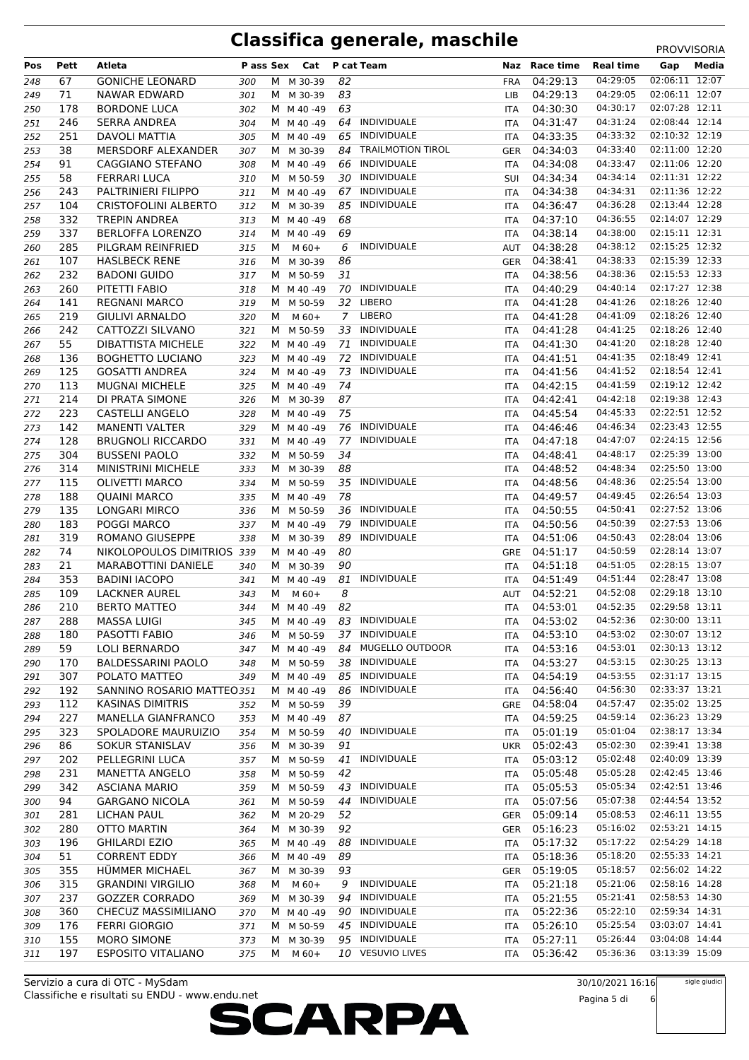# Classifica generale, maschile

PROVVISORIA

| Pos | Pett | Atleta | P ass | Sex | Cat | P cat | Team | Naz | Race time | Real time | Gap | Media |
|---|---|---|---|---|---|---|---|---|---|---|---|---|
| 248 | 67 | GONICHE LEONARD | 300 | M | M 30-39 | 82 | | FRA | 04:29:13 | 04:29:05 | 02:06:11 | 12:07 |
| 249 | 71 | NAWAR EDWARD | 301 | M | M 30-39 | 83 | | LIB | 04:29:13 | 04:29:05 | 02:06:11 | 12:07 |
| 250 | 178 | BORDONE LUCA | 302 | M | M 40 -49 | 63 | | ITA | 04:30:30 | 04:30:17 | 02:07:28 | 12:11 |
| 251 | 246 | SERRA ANDREA | 304 | M | M 40 -49 | 64 | INDIVIDUALE | ITA | 04:31:47 | 04:31:24 | 02:08:44 | 12:14 |
| 252 | 251 | DAVOLI MATTIA | 305 | M | M 40 -49 | 65 | INDIVIDUALE | ITA | 04:33:35 | 04:33:32 | 02:10:32 | 12:19 |
| 253 | 38 | MERSDORF ALEXANDER | 307 | M | M 30-39 | 84 | TRAILMOTION TIROL | GER | 04:34:03 | 04:33:40 | 02:11:00 | 12:20 |
| 254 | 91 | CAGGIANO STEFANO | 308 | M | M 40 -49 | 66 | INDIVIDUALE | ITA | 04:34:08 | 04:33:47 | 02:11:06 | 12:20 |
| 255 | 58 | FERRARI LUCA | 310 | M | M 50-59 | 30 | INDIVIDUALE | SUI | 04:34:34 | 04:34:14 | 02:11:31 | 12:22 |
| 256 | 243 | PALTRINIERI FILIPPO | 311 | M | M 40 -49 | 67 | INDIVIDUALE | ITA | 04:34:38 | 04:34:31 | 02:11:36 | 12:22 |
| 257 | 104 | CRISTOFOLINI ALBERTO | 312 | M | M 30-39 | 85 | INDIVIDUALE | ITA | 04:36:47 | 04:36:28 | 02:13:44 | 12:28 |
| 258 | 332 | TREPIN ANDREA | 313 | M | M 40 -49 | 68 | | ITA | 04:37:10 | 04:36:55 | 02:14:07 | 12:29 |
| 259 | 337 | BERLOFFA LORENZO | 314 | M | M 40 -49 | 69 | | ITA | 04:38:14 | 04:38:00 | 02:15:11 | 12:31 |
| 260 | 285 | PILGRAM REINFRIED | 315 | M | M 60+ | 6 | INDIVIDUALE | AUT | 04:38:28 | 04:38:12 | 02:15:25 | 12:32 |
| 261 | 107 | HASLBECK RENE | 316 | M | M 30-39 | 86 | | GER | 04:38:41 | 04:38:33 | 02:15:39 | 12:33 |
| 262 | 232 | BADONI GUIDO | 317 | M | M 50-59 | 31 | | ITA | 04:38:56 | 04:38:36 | 02:15:53 | 12:33 |
| 263 | 260 | PITETTI FABIO | 318 | M | M 40 -49 | 70 | INDIVIDUALE | ITA | 04:40:29 | 04:40:14 | 02:17:27 | 12:38 |
| 264 | 141 | REGNANI MARCO | 319 | M | M 50-59 | 32 | LIBERO | ITA | 04:41:28 | 04:41:26 | 02:18:26 | 12:40 |
| 265 | 219 | GIULIVI ARNALDO | 320 | M | M 60+ | 7 | LIBERO | ITA | 04:41:28 | 04:41:09 | 02:18:26 | 12:40 |
| 266 | 242 | CATTOZZI SILVANO | 321 | M | M 50-59 | 33 | INDIVIDUALE | ITA | 04:41:28 | 04:41:25 | 02:18:26 | 12:40 |
| 267 | 55 | DIBATTISTA MICHELE | 322 | M | M 40 -49 | 71 | INDIVIDUALE | ITA | 04:41:30 | 04:41:20 | 02:18:28 | 12:40 |
| 268 | 136 | BOGHETTO LUCIANO | 323 | M | M 40 -49 | 72 | INDIVIDUALE | ITA | 04:41:51 | 04:41:35 | 02:18:49 | 12:41 |
| 269 | 125 | GOSATTI ANDREA | 324 | M | M 40 -49 | 73 | INDIVIDUALE | ITA | 04:41:56 | 04:41:52 | 02:18:54 | 12:41 |
| 270 | 113 | MUGNAI MICHELE | 325 | M | M 40 -49 | 74 | | ITA | 04:42:15 | 04:41:59 | 02:19:12 | 12:42 |
| 271 | 214 | DI PRATA SIMONE | 326 | M | M 30-39 | 87 | | ITA | 04:42:41 | 04:42:18 | 02:19:38 | 12:43 |
| 272 | 223 | CASTELLI ANGELO | 328 | M | M 40 -49 | 75 | | ITA | 04:45:54 | 04:45:33 | 02:22:51 | 12:52 |
| 273 | 142 | MANENTI VALTER | 329 | M | M 40 -49 | 76 | INDIVIDUALE | ITA | 04:46:46 | 04:46:34 | 02:23:43 | 12:55 |
| 274 | 128 | BRUGNOLI RICCARDO | 331 | M | M 40 -49 | 77 | INDIVIDUALE | ITA | 04:47:18 | 04:47:07 | 02:24:15 | 12:56 |
| 275 | 304 | BUSSENI PAOLO | 332 | M | M 50-59 | 34 | | ITA | 04:48:41 | 04:48:17 | 02:25:39 | 13:00 |
| 276 | 314 | MINISTRINI MICHELE | 333 | M | M 30-39 | 88 | | ITA | 04:48:52 | 04:48:34 | 02:25:50 | 13:00 |
| 277 | 115 | OLIVETTI MARCO | 334 | M | M 50-59 | 35 | INDIVIDUALE | ITA | 04:48:56 | 04:48:36 | 02:25:54 | 13:00 |
| 278 | 188 | QUAINI MARCO | 335 | M | M 40 -49 | 78 | | ITA | 04:49:57 | 04:49:45 | 02:26:54 | 13:03 |
| 279 | 135 | LONGARI MIRCO | 336 | M | M 50-59 | 36 | INDIVIDUALE | ITA | 04:50:55 | 04:50:41 | 02:27:52 | 13:06 |
| 280 | 183 | POGGI MARCO | 337 | M | M 40 -49 | 79 | INDIVIDUALE | ITA | 04:50:56 | 04:50:39 | 02:27:53 | 13:06 |
| 281 | 319 | ROMANO GIUSEPPE | 338 | M | M 30-39 | 89 | INDIVIDUALE | ITA | 04:51:06 | 04:50:43 | 02:28:04 | 13:06 |
| 282 | 74 | NIKOLOPOULOS DIMITRIOS | 339 | M | M 40 -49 | 80 | | GRE | 04:51:17 | 04:50:59 | 02:28:14 | 13:07 |
| 283 | 21 | MARABOTTINI DANIELE | 340 | M | M 30-39 | 90 | | ITA | 04:51:18 | 04:51:05 | 02:28:15 | 13:07 |
| 284 | 353 | BADINI IACOPO | 341 | M | M 40 -49 | 81 | INDIVIDUALE | ITA | 04:51:49 | 04:51:44 | 02:28:47 | 13:08 |
| 285 | 109 | LACKNER AUREL | 343 | M | M 60+ | 8 | | AUT | 04:52:21 | 04:52:08 | 02:29:18 | 13:10 |
| 286 | 210 | BERTO MATTEO | 344 | M | M 40 -49 | 82 | | ITA | 04:53:01 | 04:52:35 | 02:29:58 | 13:11 |
| 287 | 288 | MASSA LUIGI | 345 | M | M 40 -49 | 83 | INDIVIDUALE | ITA | 04:53:02 | 04:52:36 | 02:30:00 | 13:11 |
| 288 | 180 | PASOTTI FABIO | 346 | M | M 50-59 | 37 | INDIVIDUALE | ITA | 04:53:10 | 04:53:02 | 02:30:07 | 13:12 |
| 289 | 59 | LOLI BERNARDO | 347 | M | M 40 -49 | 84 | MUGELLO OUTDOOR | ITA | 04:53:16 | 04:53:01 | 02:30:13 | 13:12 |
| 290 | 170 | BALDESSARINI PAOLO | 348 | M | M 50-59 | 38 | INDIVIDUALE | ITA | 04:53:27 | 04:53:15 | 02:30:25 | 13:13 |
| 291 | 307 | POLATO MATTEO | 349 | M | M 40 -49 | 85 | INDIVIDUALE | ITA | 04:54:19 | 04:53:55 | 02:31:17 | 13:15 |
| 292 | 192 | SANNINO ROSARIO MATTEO | 351 | M | M 40 -49 | 86 | INDIVIDUALE | ITA | 04:56:40 | 04:56:30 | 02:33:37 | 13:21 |
| 293 | 112 | KASINAS DIMITRIS | 352 | M | M 50-59 | 39 | | GRE | 04:58:04 | 04:57:47 | 02:35:02 | 13:25 |
| 294 | 227 | MANELLA GIANFRANCO | 353 | M | M 40 -49 | 87 | | ITA | 04:59:25 | 04:59:14 | 02:36:23 | 13:29 |
| 295 | 323 | SPOLADORE MAURUIZIO | 354 | M | M 50-59 | 40 | INDIVIDUALE | ITA | 05:01:19 | 05:01:04 | 02:38:17 | 13:34 |
| 296 | 86 | SOKUR STANISLAV | 356 | M | M 30-39 | 91 | | UKR | 05:02:43 | 05:02:30 | 02:39:41 | 13:38 |
| 297 | 202 | PELLEGRINI LUCA | 357 | M | M 50-59 | 41 | INDIVIDUALE | ITA | 05:03:12 | 05:02:48 | 02:40:09 | 13:39 |
| 298 | 231 | MANETTA ANGELO | 358 | M | M 50-59 | 42 | | ITA | 05:05:48 | 05:05:28 | 02:42:45 | 13:46 |
| 299 | 342 | ASCIANA MARIO | 359 | M | M 50-59 | 43 | INDIVIDUALE | ITA | 05:05:53 | 05:05:34 | 02:42:51 | 13:46 |
| 300 | 94 | GARGANO NICOLA | 361 | M | M 50-59 | 44 | INDIVIDUALE | ITA | 05:07:56 | 05:07:38 | 02:44:54 | 13:52 |
| 301 | 281 | LICHAN PAUL | 362 | M | M 20-29 | 52 | | GER | 05:09:14 | 05:08:53 | 02:46:11 | 13:55 |
| 302 | 280 | OTTO MARTIN | 364 | M | M 30-39 | 92 | | GER | 05:16:23 | 05:16:02 | 02:53:21 | 14:15 |
| 303 | 196 | GHILARDI EZIO | 365 | M | M 40 -49 | 88 | INDIVIDUALE | ITA | 05:17:32 | 05:17:22 | 02:54:29 | 14:18 |
| 304 | 51 | CORRENT EDDY | 366 | M | M 40 -49 | 89 | | ITA | 05:18:36 | 05:18:20 | 02:55:33 | 14:21 |
| 305 | 355 | HÜMMER MICHAEL | 367 | M | M 30-39 | 93 | | GER | 05:19:05 | 05:18:57 | 02:56:02 | 14:22 |
| 306 | 315 | GRANDINI VIRGILIO | 368 | M | M 60+ | 9 | INDIVIDUALE | ITA | 05:21:18 | 05:21:06 | 02:58:16 | 14:28 |
| 307 | 237 | GOZZER CORRADO | 369 | M | M 30-39 | 94 | INDIVIDUALE | ITA | 05:21:55 | 05:21:41 | 02:58:53 | 14:30 |
| 308 | 360 | CHECUZ MASSIMILIANO | 370 | M | M 40 -49 | 90 | INDIVIDUALE | ITA | 05:22:36 | 05:22:10 | 02:59:34 | 14:31 |
| 309 | 176 | FERRI GIORGIO | 371 | M | M 50-59 | 45 | INDIVIDUALE | ITA | 05:26:10 | 05:25:54 | 03:03:07 | 14:41 |
| 310 | 155 | MORO SIMONE | 373 | M | M 30-39 | 95 | INDIVIDUALE | ITA | 05:27:11 | 05:26:44 | 03:04:08 | 14:44 |
| 311 | 197 | ESPOSITO VITALIANO | 375 | M | M 60+ | 10 | VESUVIO LIVES | ITA | 05:36:42 | 05:36:36 | 03:13:39 | 15:09 |

Servizio a cura di OTC - MySdam
Classifiche e risultati su ENDU - www.endu.net

30/10/2021 16:16

sigle giudici

SCARPA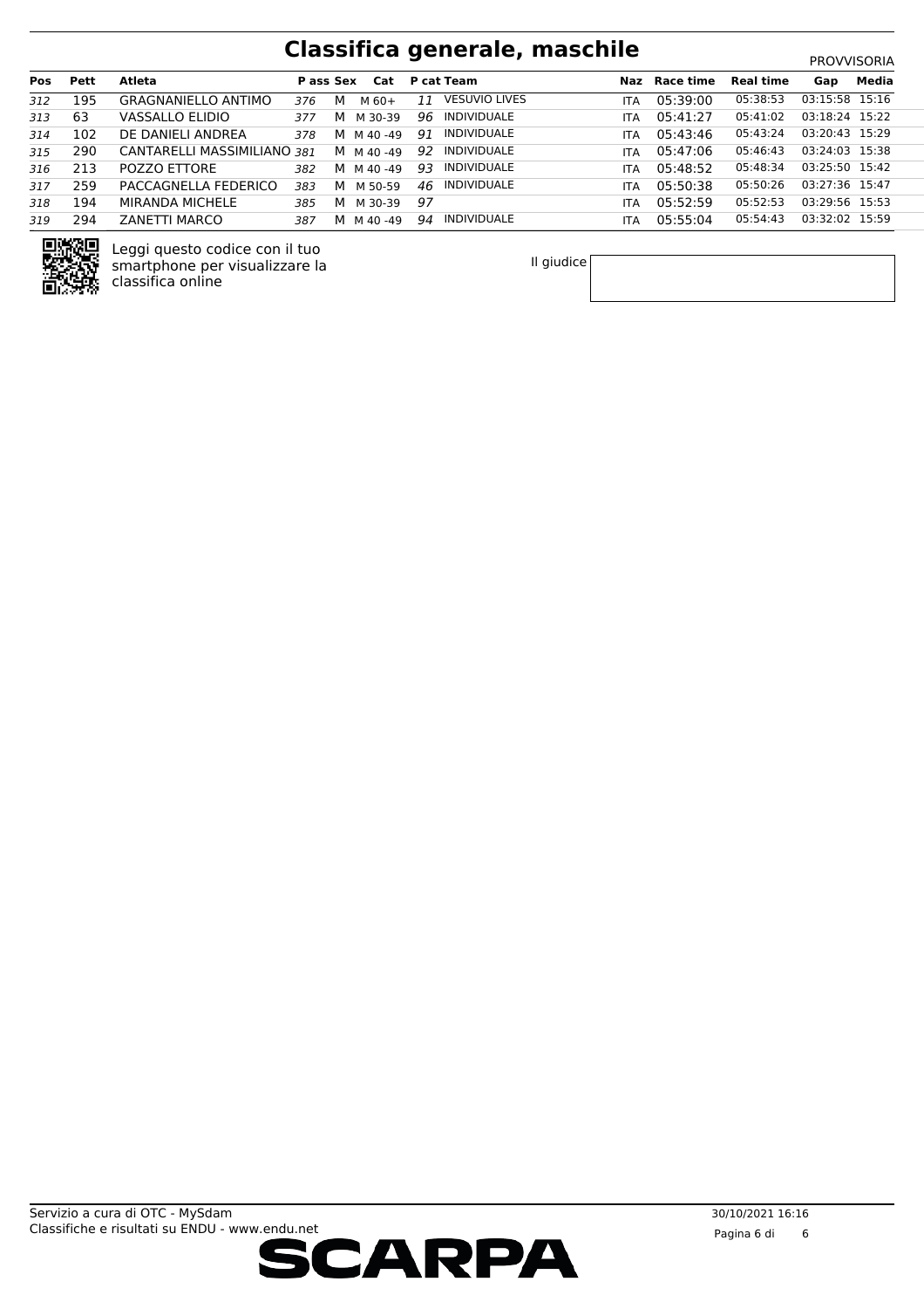# Classifica generale, maschile

PROVVISORIA

| Pos | Pett | Atleta | P ass | Sex | Cat | P cat | Team | Naz | Race time | Real time | Gap | Media |
|---|---|---|---|---|---|---|---|---|---|---|---|---|
| 312 | 195 | GRAGNANIELLO ANTIMO | 376 | M | M 60+ | 11 | VESUVIO LIVES | ITA | 05:39:00 | 05:38:53 | 03:15:58 | 15:16 |
| 313 | 63 | VASSALLO ELIDIO | 377 | M | M 30-39 | 96 | INDIVIDUALE | ITA | 05:41:27 | 05:41:02 | 03:18:24 | 15:22 |
| 314 | 102 | DE DANIELI ANDREA | 378 | M | M 40 -49 | 91 | INDIVIDUALE | ITA | 05:43:46 | 05:43:24 | 03:20:43 | 15:29 |
| 315 | 290 | CANTARELLI MASSIMILIANO | 381 | M | M 40 -49 | 92 | INDIVIDUALE | ITA | 05:47:06 | 05:46:43 | 03:24:03 | 15:38 |
| 316 | 213 | POZZO ETTORE | 382 | M | M 40 -49 | 93 | INDIVIDUALE | ITA | 05:48:52 | 05:48:34 | 03:25:50 | 15:42 |
| 317 | 259 | PACCAGNELLA FEDERICO | 383 | M | M 50-59 | 46 | INDIVIDUALE | ITA | 05:50:38 | 05:50:26 | 03:27:36 | 15:47 |
| 318 | 194 | MIRANDA MICHELE | 385 | M | M 30-39 | 97 | | ITA | 05:52:59 | 05:52:53 | 03:29:56 | 15:53 |
| 319 | 294 | ZANETTI MARCO | 387 | M | M 40 -49 | 94 | INDIVIDUALE | ITA | 05:55:04 | 05:54:43 | 03:32:02 | 15:59 |

Leggi questo codice con il tuo smartphone per visualizzare la classifica online

Il giudice

Servizio a cura di OTC - MySdam
Classifiche e risultati su ENDU - www.endu.net

30/10/2021 16:16

SCARPA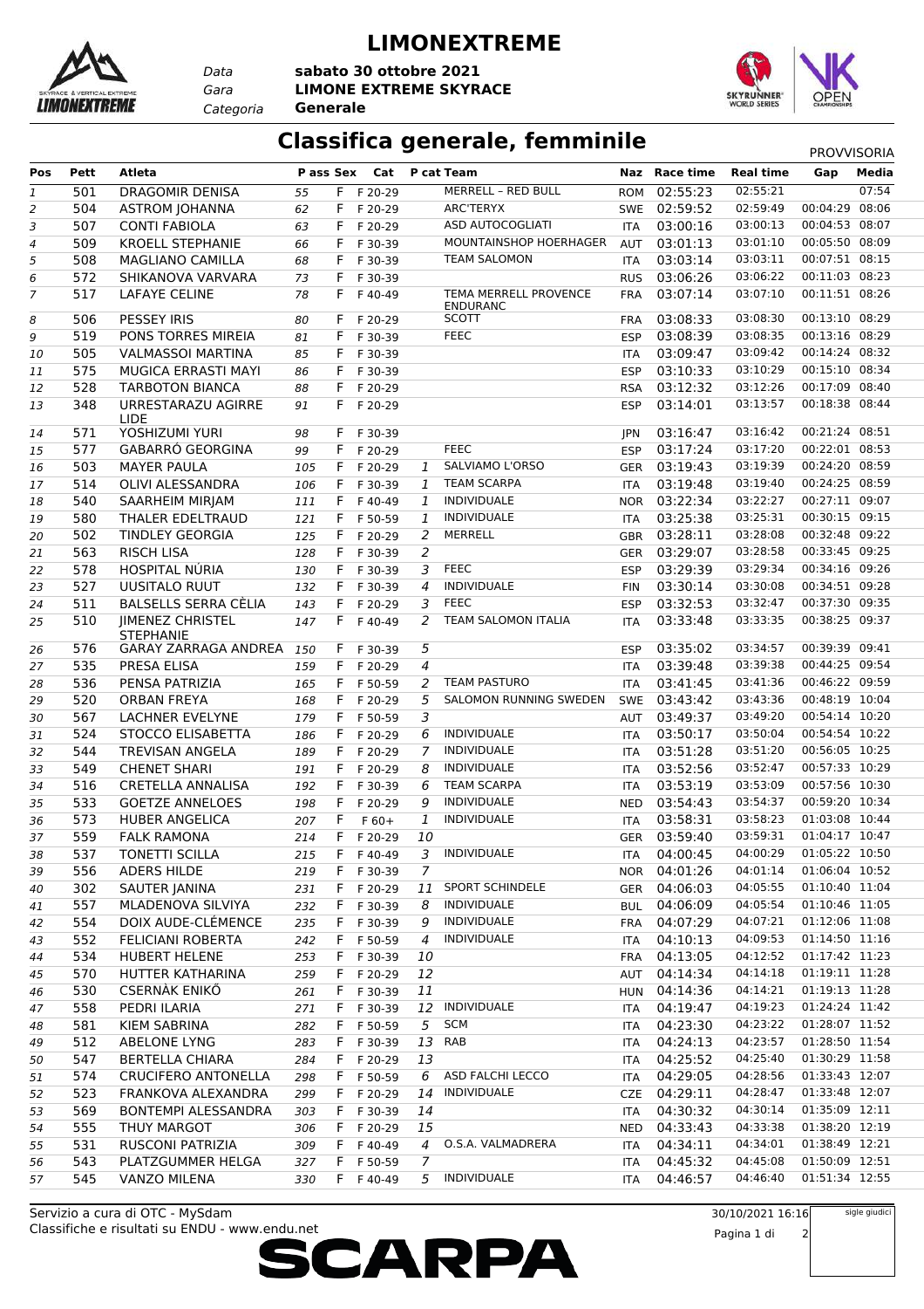# LIMONEXTREME

| | |
|---|---|
| *Data* | **sabato 30 ottobre 2021** |
| *Gara* | **LIMONE EXTREME SKYRACE** |
| *Categoria* | **Generale** |

## Classifica generale, femminile

PROVVISORIA

| Pos | Pett | Atleta | P ass | Sex | Cat | P cat | Team | Naz | Race time | Real time | Gap | Media |
|---|---|---|---|---|---|---|---|---|---|---|---|---|
| 1 | 501 | DRAGOMIR DENISA | 55 | F | F 20-29 | | MERRELL – RED BULL | ROM | 02:55:23 | 02:55:21 | | 07:54 |
| 2 | 504 | ASTROM JOHANNA | 62 | F | F 20-29 | | ARC'TERYX | SWE | 02:59:52 | 02:59:49 | 00:04:29 | 08:06 |
| 3 | 507 | CONTI FABIOLA | 63 | F | F 20-29 | | ASD AUTOCOGLIATI | ITA | 03:00:16 | 03:00:13 | 00:04:53 | 08:07 |
| 4 | 509 | KROELL STEPHANIE | 66 | F | F 30-39 | | MOUNTAINSHOP HOERHAGER | AUT | 03:01:13 | 03:01:10 | 00:05:50 | 08:09 |
| 5 | 508 | MAGLIANO CAMILLA | 68 | F | F 30-39 | | TEAM SALOMON | ITA | 03:03:14 | 03:03:11 | 00:07:51 | 08:15 |
| 6 | 572 | SHIKANOVA VARVARA | 73 | F | F 30-39 | | | RUS | 03:06:26 | 03:06:22 | 00:11:03 | 08:23 |
| 7 | 517 | LAFAYE CELINE | 78 | F | F 40-49 | | TEMA MERRELL PROVENCE ENDURANC | FRA | 03:07:14 | 03:07:10 | 00:11:51 | 08:26 |
| 8 | 506 | PESSEY IRIS | 80 | F | F 20-29 | | SCOTT | FRA | 03:08:33 | 03:08:30 | 00:13:10 | 08:29 |
| 9 | 519 | PONS TORRES MIREIA | 81 | F | F 30-39 | | FEEC | ESP | 03:08:39 | 03:08:35 | 00:13:16 | 08:29 |
| 10 | 505 | VALMASSOI MARTINA | 85 | F | F 30-39 | | | ITA | 03:09:47 | 03:09:42 | 00:14:24 | 08:32 |
| 11 | 575 | MUGICA ERRASTI MAYI | 86 | F | F 30-39 | | | ESP | 03:10:33 | 03:10:29 | 00:15:10 | 08:34 |
| 12 | 528 | TARBOTON BIANCA | 88 | F | F 20-29 | | | RSA | 03:12:32 | 03:12:26 | 00:17:09 | 08:40 |
| 13 | 348 | URRESTARAZU AGIRRE LIDE | 91 | F | F 20-29 | | | ESP | 03:14:01 | 03:13:57 | 00:18:38 | 08:44 |
| 14 | 571 | YOSHIZUMI YURI | 98 | F | F 30-39 | | | JPN | 03:16:47 | 03:16:42 | 00:21:24 | 08:51 |
| 15 | 577 | GABARRÓ GEORGINA | 99 | F | F 20-29 | | FEEC | ESP | 03:17:24 | 03:17:20 | 00:22:01 | 08:53 |
| 16 | 503 | MAYER PAULA | 105 | F | F 20-29 | 1 | SALVIAMO L'ORSO | GER | 03:19:43 | 03:19:39 | 00:24:20 | 08:59 |
| 17 | 514 | OLIVI ALESSANDRA | 106 | F | F 30-39 | 1 | TEAM SCARPA | ITA | 03:19:48 | 03:19:40 | 00:24:25 | 08:59 |
| 18 | 540 | SAARHEIM MIRJAM | 111 | F | F 40-49 | 1 | INDIVIDUALE | NOR | 03:22:34 | 03:22:27 | 00:27:11 | 09:07 |
| 19 | 580 | THALER EDELTRAUD | 121 | F | F 50-59 | 1 | INDIVIDUALE | ITA | 03:25:38 | 03:25:31 | 00:30:15 | 09:15 |
| 20 | 502 | TINDLEY GEORGIA | 125 | F | F 20-29 | 2 | MERRELL | GBR | 03:28:11 | 03:28:08 | 00:32:48 | 09:22 |
| 21 | 563 | RISCH LISA | 128 | F | F 30-39 | 2 | | GER | 03:29:07 | 03:28:58 | 00:33:45 | 09:25 |
| 22 | 578 | HOSPITAL NÚRIA | 130 | F | F 30-39 | 3 | FEEC | ESP | 03:29:39 | 03:29:34 | 00:34:16 | 09:26 |
| 23 | 527 | UUSITALO RUUT | 132 | F | F 30-39 | 4 | INDIVIDUALE | FIN | 03:30:14 | 03:30:08 | 00:34:51 | 09:28 |
| 24 | 511 | BALSELLS SERRA CÈLIA | 143 | F | F 20-29 | 3 | FEEC | ESP | 03:32:53 | 03:32:47 | 00:37:30 | 09:35 |
| 25 | 510 | JIMENEZ CHRISTEL STEPHANIE | 147 | F | F 40-49 | 2 | TEAM SALOMON ITALIA | ITA | 03:33:48 | 03:33:35 | 00:38:25 | 09:37 |
| 26 | 576 | GARAY ZARRAGA ANDREA | 150 | F | F 30-39 | 5 | | ESP | 03:35:02 | 03:34:57 | 00:39:39 | 09:41 |
| 27 | 535 | PRESA ELISA | 159 | F | F 20-29 | 4 | | ITA | 03:39:48 | 03:39:38 | 00:44:25 | 09:54 |
| 28 | 536 | PENSA PATRIZIA | 165 | F | F 50-59 | 2 | TEAM PASTURO | ITA | 03:41:45 | 03:41:36 | 00:46:22 | 09:59 |
| 29 | 520 | ORBAN FREYA | 168 | F | F 20-29 | 5 | SALOMON RUNNING SWEDEN | SWE | 03:43:42 | 03:43:36 | 00:48:19 | 10:04 |
| 30 | 567 | LACHNER EVELYNE | 179 | F | F 50-59 | 3 | | AUT | 03:49:37 | 03:49:20 | 00:54:14 | 10:20 |
| 31 | 524 | STOCCO ELISABETTA | 186 | F | F 20-29 | 6 | INDIVIDUALE | ITA | 03:50:17 | 03:50:04 | 00:54:54 | 10:22 |
| 32 | 544 | TREVISAN ANGELA | 189 | F | F 20-29 | 7 | INDIVIDUALE | ITA | 03:51:28 | 03:51:20 | 00:56:05 | 10:25 |
| 33 | 549 | CHENET SHARI | 191 | F | F 20-29 | 8 | INDIVIDUALE | ITA | 03:52:56 | 03:52:47 | 00:57:33 | 10:29 |
| 34 | 516 | CRETELLA ANNALISA | 192 | F | F 30-39 | 6 | TEAM SCARPA | ITA | 03:53:19 | 03:53:09 | 00:57:56 | 10:30 |
| 35 | 533 | GOETZE ANNELOES | 198 | F | F 20-29 | 9 | INDIVIDUALE | NED | 03:54:43 | 03:54:37 | 00:59:20 | 10:34 |
| 36 | 573 | HUBER ANGELICA | 207 | F | F 60+ | 1 | INDIVIDUALE | ITA | 03:58:31 | 03:58:23 | 01:03:08 | 10:44 |
| 37 | 559 | FALK RAMONA | 214 | F | F 20-29 | 10 | | GER | 03:59:40 | 03:59:31 | 01:04:17 | 10:47 |
| 38 | 537 | TONETTI SCILLA | 215 | F | F 40-49 | 3 | INDIVIDUALE | ITA | 04:00:45 | 04:00:29 | 01:05:22 | 10:50 |
| 39 | 556 | ADERS HILDE | 219 | F | F 30-39 | 7 | | NOR | 04:01:26 | 04:01:14 | 01:06:04 | 10:52 |
| 40 | 302 | SAUTER JANINA | 231 | F | F 20-29 | 11 | SPORT SCHINDELE | GER | 04:06:03 | 04:05:55 | 01:10:40 | 11:04 |
| 41 | 557 | MLADENOVA SILVIYA | 232 | F | F 30-39 | 8 | INDIVIDUALE | BUL | 04:06:09 | 04:05:54 | 01:10:46 | 11:05 |
| 42 | 554 | DOIX AUDE-CLÉMENCE | 235 | F | F 30-39 | 9 | INDIVIDUALE | FRA | 04:07:29 | 04:07:21 | 01:12:06 | 11:08 |
| 43 | 552 | FELICIANI ROBERTA | 242 | F | F 50-59 | 4 | INDIVIDUALE | ITA | 04:10:13 | 04:09:53 | 01:14:50 | 11:16 |
| 44 | 534 | HUBERT HELENE | 253 | F | F 30-39 | 10 | | FRA | 04:13:05 | 04:12:52 | 01:17:42 | 11:23 |
| 45 | 570 | HUTTER KATHARINA | 259 | F | F 20-29 | 12 | | AUT | 04:14:34 | 04:14:18 | 01:19:11 | 11:28 |
| 46 | 530 | CSERNÀK ENIKÕ | 261 | F | F 30-39 | 11 | | HUN | 04:14:36 | 04:14:21 | 01:19:13 | 11:28 |
| 47 | 558 | PEDRI ILARIA | 271 | F | F 30-39 | 12 | INDIVIDUALE | ITA | 04:19:47 | 04:19:23 | 01:24:24 | 11:42 |
| 48 | 581 | KIEM SABRINA | 282 | F | F 50-59 | 5 | SCM | ITA | 04:23:30 | 04:23:22 | 01:28:07 | 11:52 |
| 49 | 512 | ABELONE LYNG | 283 | F | F 30-39 | 13 | RAB | ITA | 04:24:13 | 04:23:57 | 01:28:50 | 11:54 |
| 50 | 547 | BERTELLA CHIARA | 284 | F | F 20-29 | 13 | | ITA | 04:25:52 | 04:25:40 | 01:30:29 | 11:58 |
| 51 | 574 | CRUCIFERO ANTONELLA | 298 | F | F 50-59 | 6 | ASD FALCHI LECCO | ITA | 04:29:05 | 04:28:56 | 01:33:43 | 12:07 |
| 52 | 523 | FRANKOVA ALEXANDRA | 299 | F | F 20-29 | 14 | INDIVIDUALE | CZE | 04:29:11 | 04:28:47 | 01:33:48 | 12:07 |
| 53 | 569 | BONTEMPI ALESSANDRA | 303 | F | F 30-39 | 14 | | ITA | 04:30:32 | 04:30:14 | 01:35:09 | 12:11 |
| 54 | 555 | THUY MARGOT | 306 | F | F 20-29 | 15 | | NED | 04:33:43 | 04:33:38 | 01:38:20 | 12:19 |
| 55 | 531 | RUSCONI PATRIZIA | 309 | F | F 40-49 | 4 | O.S.A. VALMADRERA | ITA | 04:34:11 | 04:34:01 | 01:38:49 | 12:21 |
| 56 | 543 | PLATZGUMMER HELGA | 327 | F | F 50-59 | 7 | | ITA | 04:45:32 | 04:45:08 | 01:50:09 | 12:51 |
| 57 | 545 | VANZO MILENA | 330 | F | F 40-49 | 5 | INDIVIDUALE | ITA | 04:46:57 | 04:46:40 | 01:51:34 | 12:55 |

Servizio a cura di OTC - MySdam
Classifiche e risultati su ENDU - www.endu.net

30/10/2021 16:16

sigle giudici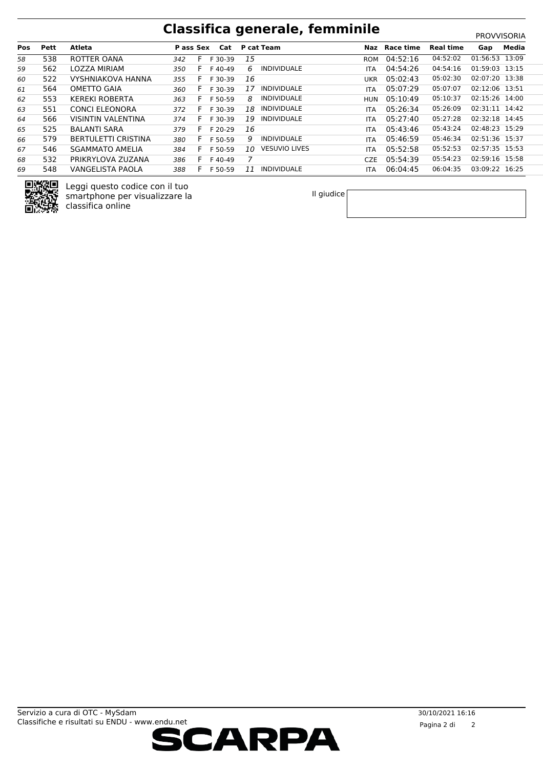# Classifica generale, femminile

PROVVISORIA

| Pos | Pett | Atleta | P ass | Sex | Cat | P cat | Team | Naz | Race time | Real time | Gap | Media |
|---|---|---|---|---|---|---|---|---|---|---|---|---|
| 58 | 538 | ROTTER OANA | 342 | F | F 30-39 | 15 | | ROM | 04:52:16 | 04:52:02 | 01:56:53 | 13:09 |
| 59 | 562 | LOZZA MIRIAM | 350 | F | F 40-49 | 6 | INDIVIDUALE | ITA | 04:54:26 | 04:54:16 | 01:59:03 | 13:15 |
| 60 | 522 | VYSHNIAKOVA HANNA | 355 | F | F 30-39 | 16 | | UKR | 05:02:43 | 05:02:30 | 02:07:20 | 13:38 |
| 61 | 564 | OMETTO GAIA | 360 | F | F 30-39 | 17 | INDIVIDUALE | ITA | 05:07:29 | 05:07:07 | 02:12:06 | 13:51 |
| 62 | 553 | KEREKI ROBERTA | 363 | F | F 50-59 | 8 | INDIVIDUALE | HUN | 05:10:49 | 05:10:37 | 02:15:26 | 14:00 |
| 63 | 551 | CONCI ELEONORA | 372 | F | F 30-39 | 18 | INDIVIDUALE | ITA | 05:26:34 | 05:26:09 | 02:31:11 | 14:42 |
| 64 | 566 | VISINTIN VALENTINA | 374 | F | F 30-39 | 19 | INDIVIDUALE | ITA | 05:27:40 | 05:27:28 | 02:32:18 | 14:45 |
| 65 | 525 | BALANTI SARA | 379 | F | F 20-29 | 16 | | ITA | 05:43:46 | 05:43:24 | 02:48:23 | 15:29 |
| 66 | 579 | BERTULETTI CRISTINA | 380 | F | F 50-59 | 9 | INDIVIDUALE | ITA | 05:46:59 | 05:46:34 | 02:51:36 | 15:37 |
| 67 | 546 | SGAMMATO AMELIA | 384 | F | F 50-59 | 10 | VESUVIO LIVES | ITA | 05:52:58 | 05:52:53 | 02:57:35 | 15:53 |
| 68 | 532 | PRIKRYLOVA ZUZANA | 386 | F | F 40-49 | 7 | | CZE | 05:54:39 | 05:54:23 | 02:59:16 | 15:58 |
| 69 | 548 | VANGELISTA PAOLA | 388 | F | F 50-59 | 11 | INDIVIDUALE | ITA | 06:04:45 | 06:04:35 | 03:09:22 | 16:25 |

Leggi questo codice con il tuo smartphone per visualizzare la classifica online

Il giudice

Servizio a cura di OTC - MySdam
Classifiche e risultati su ENDU - www.endu.net

30/10/2021 16:16

SCARPA